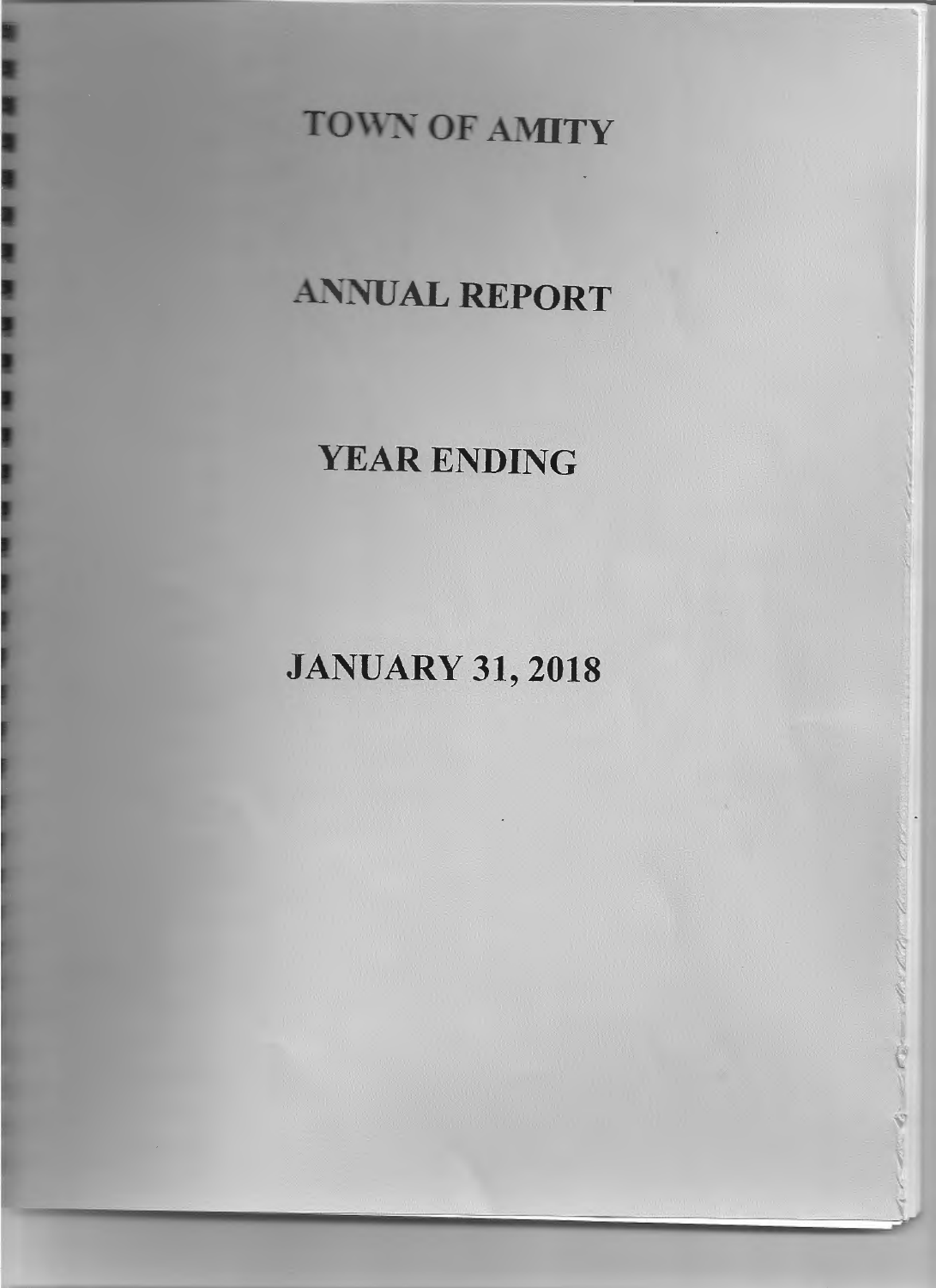# TOWN OF AMITY

# ANNUAL REPORT

# YEAR ENDING

# JANUARY 31, 2018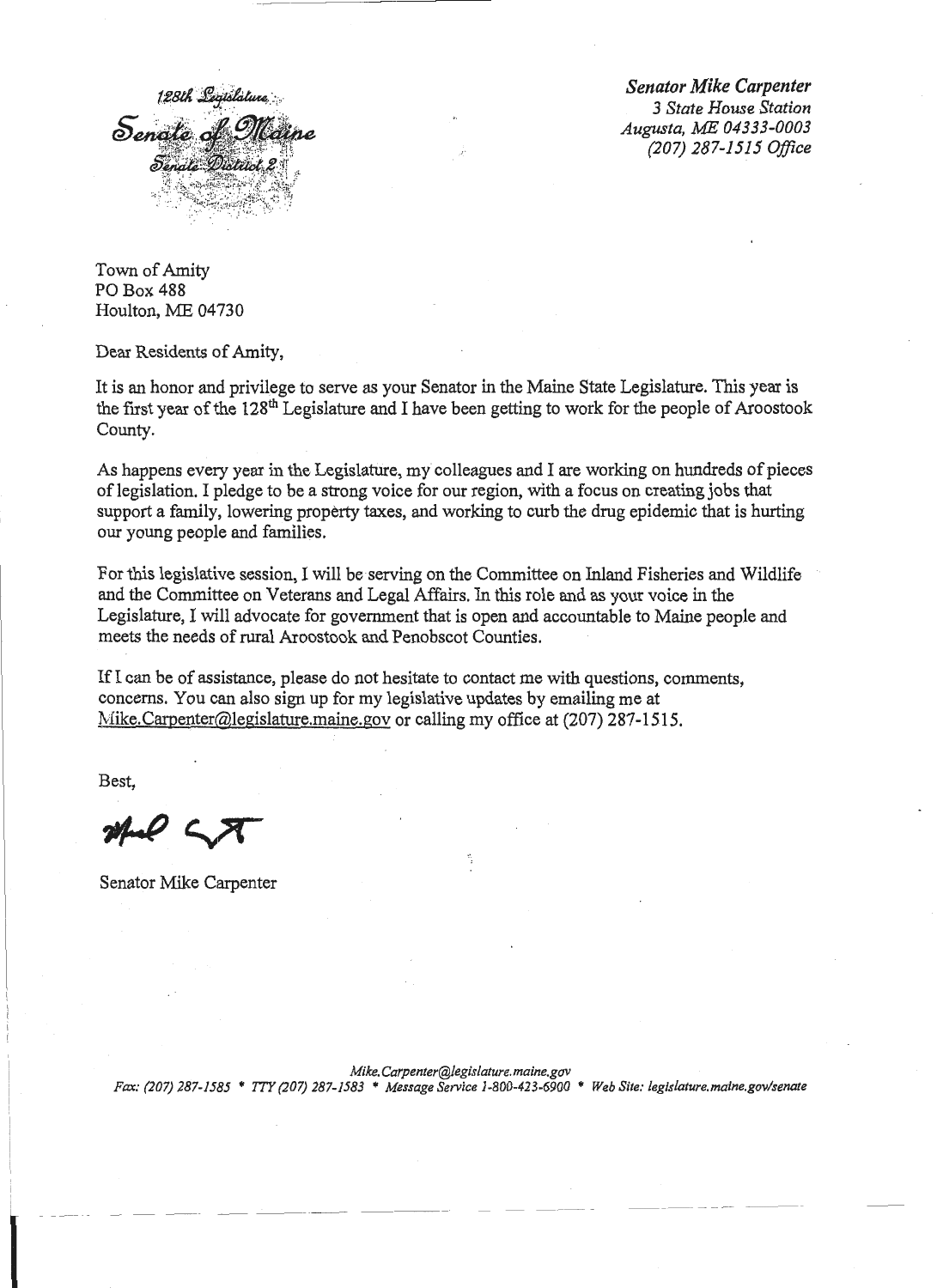128th Legislature
Senate of Maine
Senate District 2

***Senator Mike Carpenter***
*3 State House Station*
*Augusta, ME 04333-0003*
*(207) 287-1515 Office*

Town of Amity
PO Box 488
Houlton, ME 04730

Dear Residents of Amity,

It is an honor and privilege to serve as your Senator in the Maine State Legislature. This year is the first year of the 128th Legislature and I have been getting to work for the people of Aroostook County.

As happens every year in the Legislature, my colleagues and I are working on hundreds of pieces of legislation. I pledge to be a strong voice for our region, with a focus on creating jobs that support a family, lowering property taxes, and working to curb the drug epidemic that is hurting our young people and families.

For this legislative session, I will be serving on the Committee on Inland Fisheries and Wildlife and the Committee on Veterans and Legal Affairs. In this role and as your voice in the Legislature, I will advocate for government that is open and accountable to Maine people and meets the needs of rural Aroostook and Penobscot Counties.

If I can be of assistance, please do not hesitate to contact me with questions, comments, concerns. You can also sign up for my legislative updates by emailing me at Mike.Carpenter@legislature.maine.gov or calling my office at (207) 287-1515.

Best,

Senator Mike Carpenter

*Mike.Carpenter@legislature.maine.gov*
*Fax: (207) 287-1585 * TTY (207) 287-1583 * Message Service 1-800-423-6900 * Web Site: legislature.maine.gov/senate*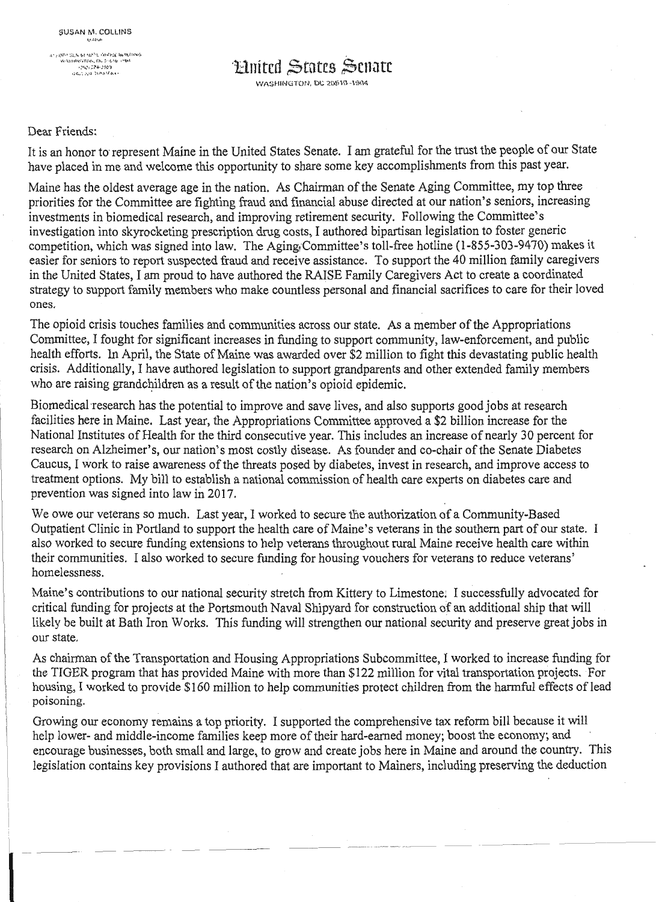SUSAN M. COLLINS

MAINE

413 DIRKSEN SENATE OFFICE BUILDING
WASHINGTON, DC 20510-1904
(202) 224-2523
(202) 224-2693 (FAX)

# United States Senate

WASHINGTON, DC 20510-1904

Dear Friends:

It is an honor to represent Maine in the United States Senate. I am grateful for the trust the people of our State have placed in me and welcome this opportunity to share some key accomplishments from this past year.

Maine has the oldest average age in the nation. As Chairman of the Senate Aging Committee, my top three priorities for the Committee are fighting fraud and financial abuse directed at our nation's seniors, increasing investments in biomedical research, and improving retirement security. Following the Committee's investigation into skyrocketing prescription drug costs, I authored bipartisan legislation to foster generic competition, which was signed into law. The Aging Committee's toll-free hotline (1-855-303-9470) makes it easier for seniors to report suspected fraud and receive assistance. To support the 40 million family caregivers in the United States, I am proud to have authored the RAISE Family Caregivers Act to create a coordinated strategy to support family members who make countless personal and financial sacrifices to care for their loved ones.

The opioid crisis touches families and communities across our state. As a member of the Appropriations Committee, I fought for significant increases in funding to support community, law-enforcement, and public health efforts. In April, the State of Maine was awarded over $2 million to fight this devastating public health crisis. Additionally, I have authored legislation to support grandparents and other extended family members who are raising grandchildren as a result of the nation's opioid epidemic.

Biomedical research has the potential to improve and save lives, and also supports good jobs at research facilities here in Maine. Last year, the Appropriations Committee approved a $2 billion increase for the National Institutes of Health for the third consecutive year. This includes an increase of nearly 30 percent for research on Alzheimer's, our nation's most costly disease. As founder and co-chair of the Senate Diabetes Caucus, I work to raise awareness of the threats posed by diabetes, invest in research, and improve access to treatment options. My bill to establish a national commission of health care experts on diabetes care and prevention was signed into law in 2017.

We owe our veterans so much. Last year, I worked to secure the authorization of a Community-Based Outpatient Clinic in Portland to support the health care of Maine's veterans in the southern part of our state. I also worked to secure funding extensions to help veterans throughout rural Maine receive health care within their communities. I also worked to secure funding for housing vouchers for veterans to reduce veterans' homelessness.

Maine's contributions to our national security stretch from Kittery to Limestone. I successfully advocated for critical funding for projects at the Portsmouth Naval Shipyard for construction of an additional ship that will likely be built at Bath Iron Works. This funding will strengthen our national security and preserve great jobs in our state.

As chairman of the Transportation and Housing Appropriations Subcommittee, I worked to increase funding for the TIGER program that has provided Maine with more than $122 million for vital transportation projects. For housing, I worked to provide $160 million to help communities protect children from the harmful effects of lead poisoning.

Growing our economy remains a top priority. I supported the comprehensive tax reform bill because it will help lower- and middle-income families keep more of their hard-earned money; boost the economy; and encourage businesses, both small and large, to grow and create jobs here in Maine and around the country. This legislation contains key provisions I authored that are important to Mainers, including preserving the deduction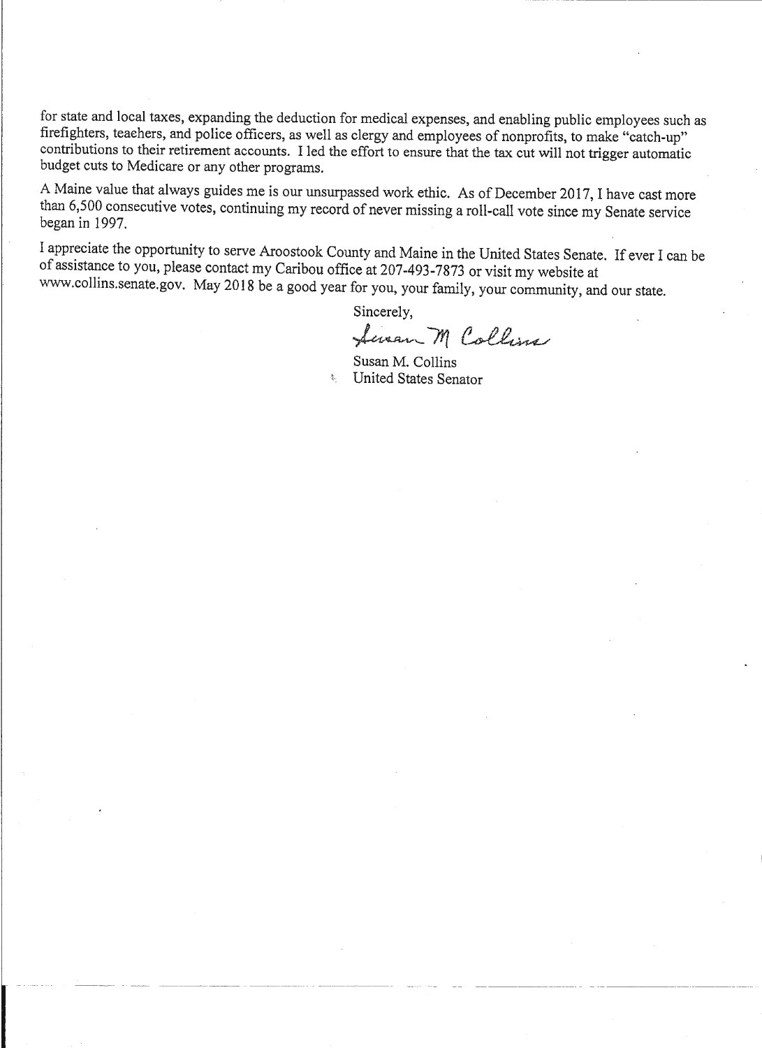for state and local taxes, expanding the deduction for medical expenses, and enabling public employees such as firefighters, teachers, and police officers, as well as clergy and employees of nonprofits, to make "catch-up" contributions to their retirement accounts. I led the effort to ensure that the tax cut will not trigger automatic budget cuts to Medicare or any other programs.

A Maine value that always guides me is our unsurpassed work ethic. As of December 2017, I have cast more than 6,500 consecutive votes, continuing my record of never missing a roll-call vote since my Senate service began in 1997.

I appreciate the opportunity to serve Aroostook County and Maine in the United States Senate. If ever I can be of assistance to you, please contact my Caribou office at 207-493-7873 or visit my website at www.collins.senate.gov. May 2018 be a good year for you, your family, your community, and our state.

Sincerely,

*Susan M Collins*

Susan M. Collins
United States Senator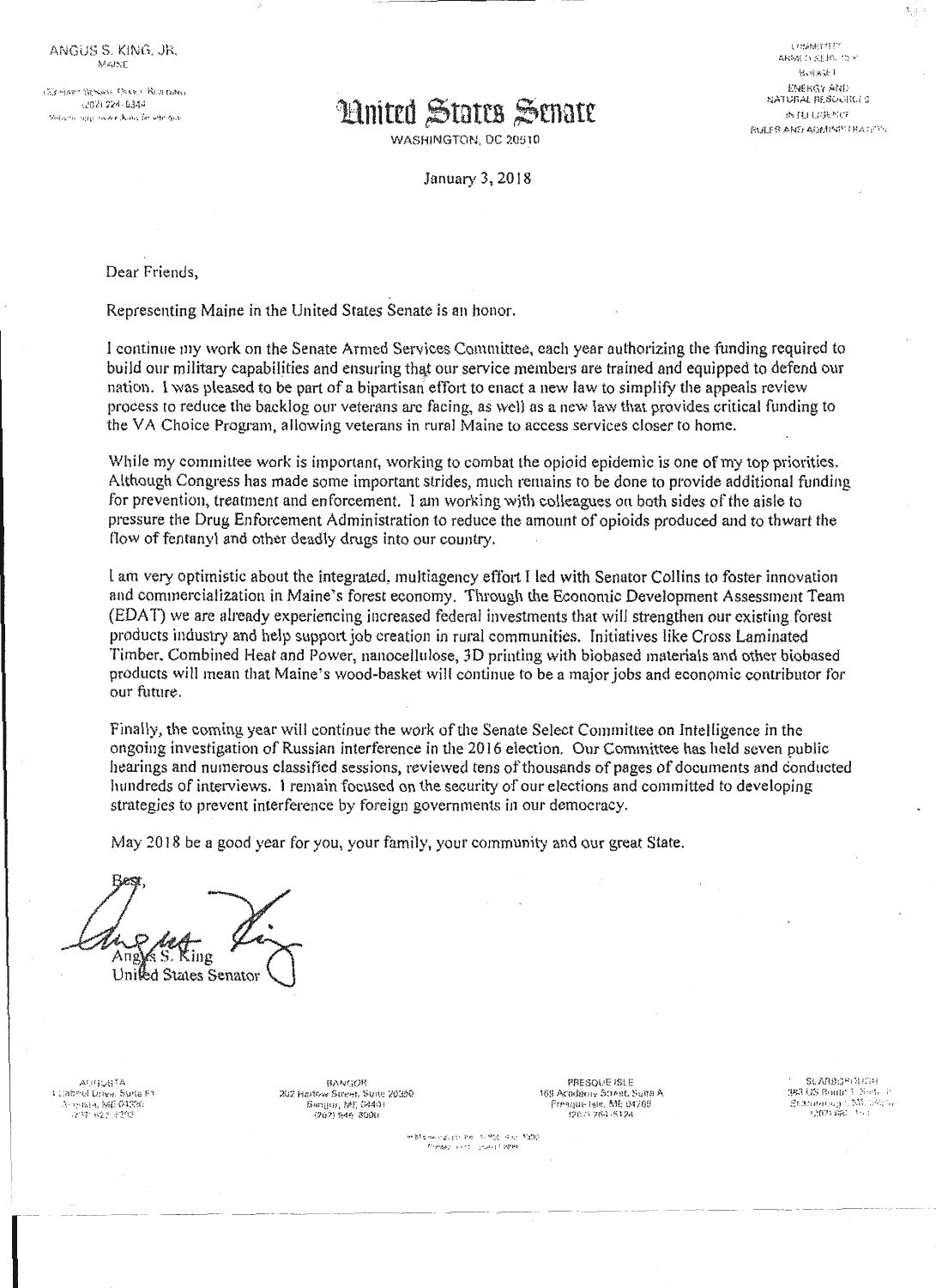ANGUS S. KING, JR.
MAINE

133 Hart Senate Office Building
(202) 224-5344
Website: http://www.King.Senate.gov

COMMITTEES:
ARMED SERVICES
BUDGET
ENERGY AND NATURAL RESOURCES
INTELLIGENCE
RULES AND ADMINISTRATION

# United States Senate

WASHINGTON, DC 20510

January 3, 2018

Dear Friends,

Representing Maine in the United States Senate is an honor.

I continue my work on the Senate Armed Services Committee, each year authorizing the funding required to build our military capabilities and ensuring that our service members are trained and equipped to defend our nation. I was pleased to be part of a bipartisan effort to enact a new law to simplify the appeals review process to reduce the backlog our veterans are facing, as well as a new law that provides critical funding to the VA Choice Program, allowing veterans in rural Maine to access services closer to home.

While my committee work is important, working to combat the opioid epidemic is one of my top priorities. Although Congress has made some important strides, much remains to be done to provide additional funding for prevention, treatment and enforcement. I am working with colleagues on both sides of the aisle to pressure the Drug Enforcement Administration to reduce the amount of opioids produced and to thwart the flow of fentanyl and other deadly drugs into our country.

I am very optimistic about the integrated, multiagency effort I led with Senator Collins to foster innovation and commercialization in Maine's forest economy. Through the Economic Development Assessment Team (EDAT) we are already experiencing increased federal investments that will strengthen our existing forest products industry and help support job creation in rural communities. Initiatives like Cross Laminated Timber, Combined Heat and Power, nanocellulose, 3D printing with biobased materials and other biobased products will mean that Maine's wood-basket will continue to be a major jobs and economic contributor for our future.

Finally, the coming year will continue the work of the Senate Select Committee on Intelligence in the ongoing investigation of Russian interference in the 2016 election. Our Committee has held seven public hearings and numerous classified sessions, reviewed tens of thousands of pages of documents and conducted hundreds of interviews. I remain focused on the security of our elections and committed to developing strategies to prevent interference by foreign governments in our democracy.

May 2018 be a good year for you, your family, your community and our great State.

Best,

Angus S. King
United States Senator

AUGUSTA
4 Gabriel Drive, Suite F1
Augusta, ME 04330
(207) 622-8292

BANGOR
202 Harlow Street, Suite 20350
Bangor, ME 04401
(207) 945-8000

PRESQUE ISLE
169 Academy Street, Suite A
Presque Isle, ME 04769
(207) 764-5124

SCARBOROUGH
383 US Route 1, Suite 1C
Scarborough, ME 04074
(207) 883-1588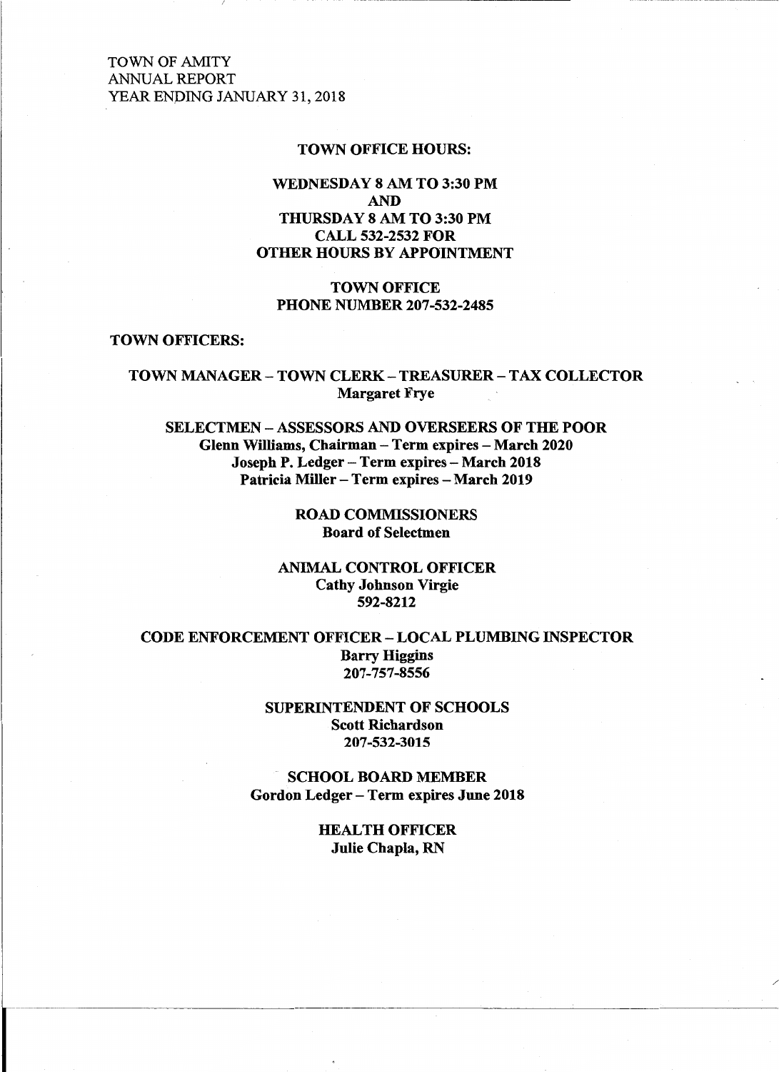TOWN OF AMITY
ANNUAL REPORT
YEAR ENDING JANUARY 31, 2018

**TOWN OFFICE HOURS:**

**WEDNESDAY 8 AM TO 3:30 PM**
**AND**
**THURSDAY 8 AM TO 3:30 PM**
**CALL 532-2532 FOR**
**OTHER HOURS BY APPOINTMENT**

**TOWN OFFICE**
**PHONE NUMBER 207-532-2485**

**TOWN OFFICERS:**

**TOWN MANAGER – TOWN CLERK – TREASURER – TAX COLLECTOR**
**Margaret Frye**

**SELECTMEN – ASSESSORS AND OVERSEERS OF THE POOR**
**Glenn Williams, Chairman – Term expires – March 2020**
**Joseph P. Ledger – Term expires – March 2018**
**Patricia Miller – Term expires – March 2019**

**ROAD COMMISSIONERS**
**Board of Selectmen**

**ANIMAL CONTROL OFFICER**
**Cathy Johnson Virgie**
**592-8212**

**CODE ENFORCEMENT OFFICER – LOCAL PLUMBING INSPECTOR**
**Barry Higgins**
**207-757-8556**

**SUPERINTENDENT OF SCHOOLS**
**Scott Richardson**
**207-532-3015**

**SCHOOL BOARD MEMBER**
**Gordon Ledger – Term expires June 2018**

**HEALTH OFFICER**
**Julie Chapla, RN**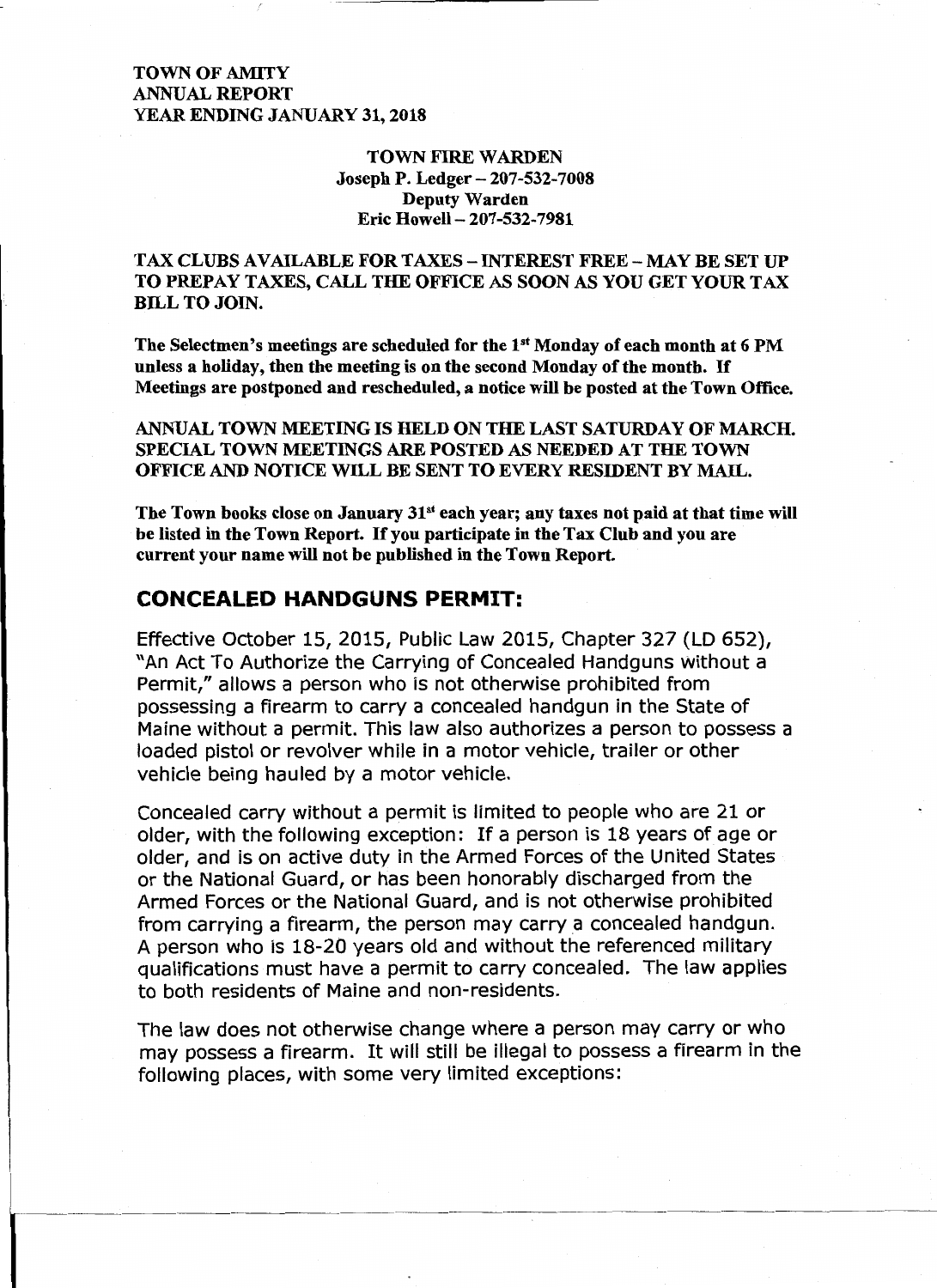**TOWN OF AMITY**
**ANNUAL REPORT**
**YEAR ENDING JANUARY 31, 2018**

**TOWN FIRE WARDEN**
**Joseph P. Ledger – 207-532-7008**
**Deputy Warden**
**Eric Howell – 207-532-7981**

**TAX CLUBS AVAILABLE FOR TAXES – INTEREST FREE – MAY BE SET UP TO PREPAY TAXES, CALL THE OFFICE AS SOON AS YOU GET YOUR TAX BILL TO JOIN.**

**The Selectmen's meetings are scheduled for the 1st Monday of each month at 6 PM unless a holiday, then the meeting is on the second Monday of the month. If Meetings are postponed and rescheduled, a notice will be posted at the Town Office.**

**ANNUAL TOWN MEETING IS HELD ON THE LAST SATURDAY OF MARCH. SPECIAL TOWN MEETINGS ARE POSTED AS NEEDED AT THE TOWN OFFICE AND NOTICE WILL BE SENT TO EVERY RESIDENT BY MAIL.**

**The Town books close on January 31st each year; any taxes not paid at that time will be listed in the Town Report. If you participate in the Tax Club and you are current your name will not be published in the Town Report.**

## CONCEALED HANDGUNS PERMIT:

Effective October 15, 2015, Public Law 2015, Chapter 327 (LD 652), "An Act To Authorize the Carrying of Concealed Handguns without a Permit," allows a person who is not otherwise prohibited from possessing a firearm to carry a concealed handgun in the State of Maine without a permit. This law also authorizes a person to possess a loaded pistol or revolver while in a motor vehicle, trailer or other vehicle being hauled by a motor vehicle.

Concealed carry without a permit is limited to people who are 21 or older, with the following exception: If a person is 18 years of age or older, and is on active duty in the Armed Forces of the United States or the National Guard, or has been honorably discharged from the Armed Forces or the National Guard, and is not otherwise prohibited from carrying a firearm, the person may carry a concealed handgun. A person who is 18-20 years old and without the referenced military qualifications must have a permit to carry concealed. The law applies to both residents of Maine and non-residents.

The law does not otherwise change where a person may carry or who may possess a firearm. It will still be illegal to possess a firearm in the following places, with some very limited exceptions: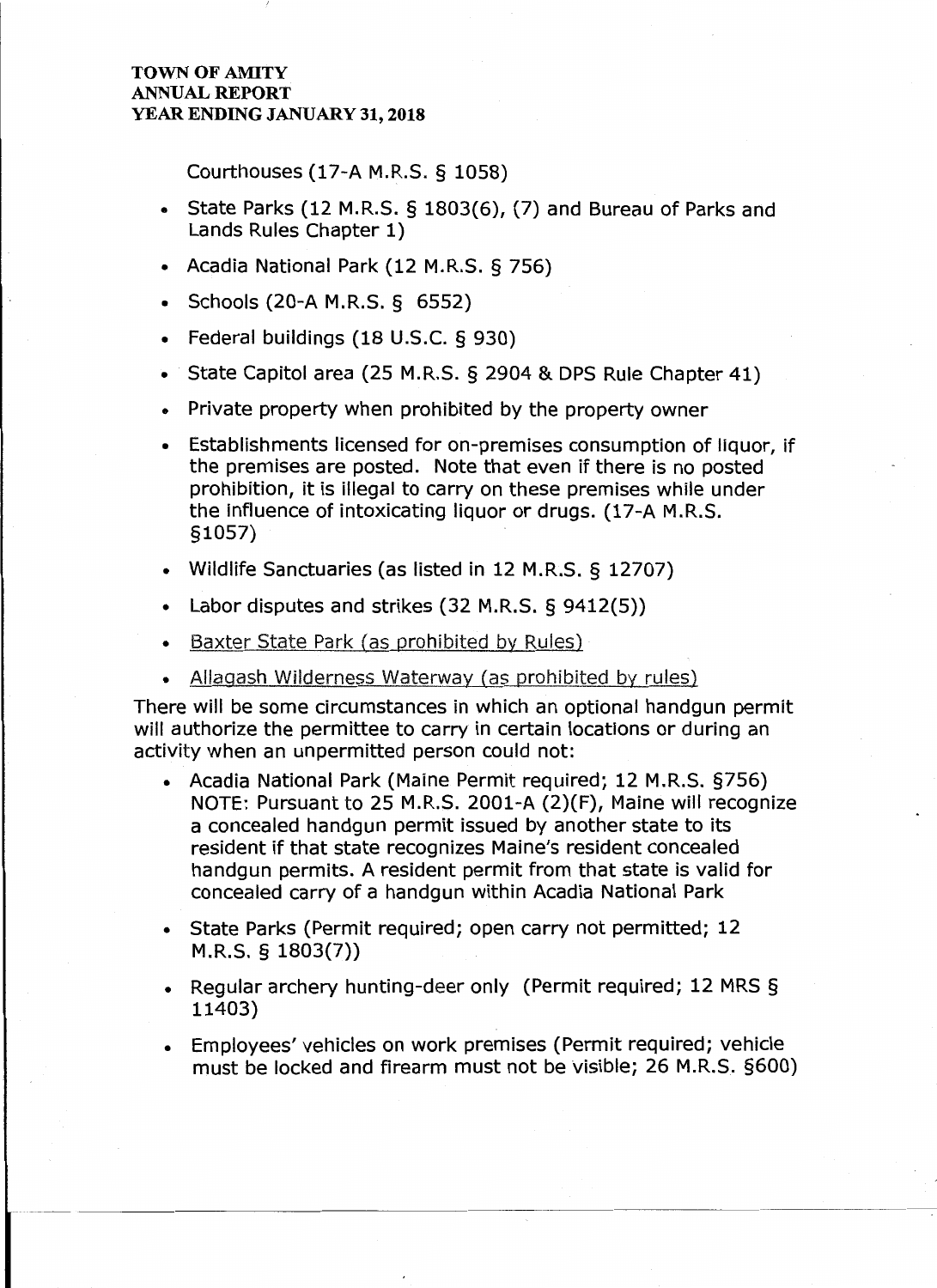Courthouses (17-A M.R.S. § 1058)

- State Parks (12 M.R.S. § 1803(6), (7) and Bureau of Parks and Lands Rules Chapter 1)
- Acadia National Park (12 M.R.S. § 756)
- Schools (20-A M.R.S. § 6552)
- Federal buildings (18 U.S.C. § 930)
- State Capitol area (25 M.R.S. § 2904 & DPS Rule Chapter 41)
- Private property when prohibited by the property owner
- Establishments licensed for on-premises consumption of liquor, if the premises are posted. Note that even if there is no posted prohibition, it is illegal to carry on these premises while under the influence of intoxicating liquor or drugs. (17-A M.R.S. §1057)
- Wildlife Sanctuaries (as listed in 12 M.R.S. § 12707)
- Labor disputes and strikes (32 M.R.S. § 9412(5))
- Baxter State Park (as prohibited by Rules)
- Allagash Wilderness Waterway (as prohibited by rules)

There will be some circumstances in which an optional handgun permit will authorize the permittee to carry in certain locations or during an activity when an unpermitted person could not:

- Acadia National Park (Maine Permit required; 12 M.R.S. §756) NOTE: Pursuant to 25 M.R.S. 2001-A (2)(F), Maine will recognize a concealed handgun permit issued by another state to its resident if that state recognizes Maine's resident concealed handgun permits. A resident permit from that state is valid for concealed carry of a handgun within Acadia National Park
- State Parks (Permit required; open carry not permitted; 12 M.R.S. § 1803(7))
- Regular archery hunting-deer only (Permit required; 12 MRS § 11403)
- Employees' vehicles on work premises (Permit required; vehicle must be locked and firearm must not be visible; 26 M.R.S. §600)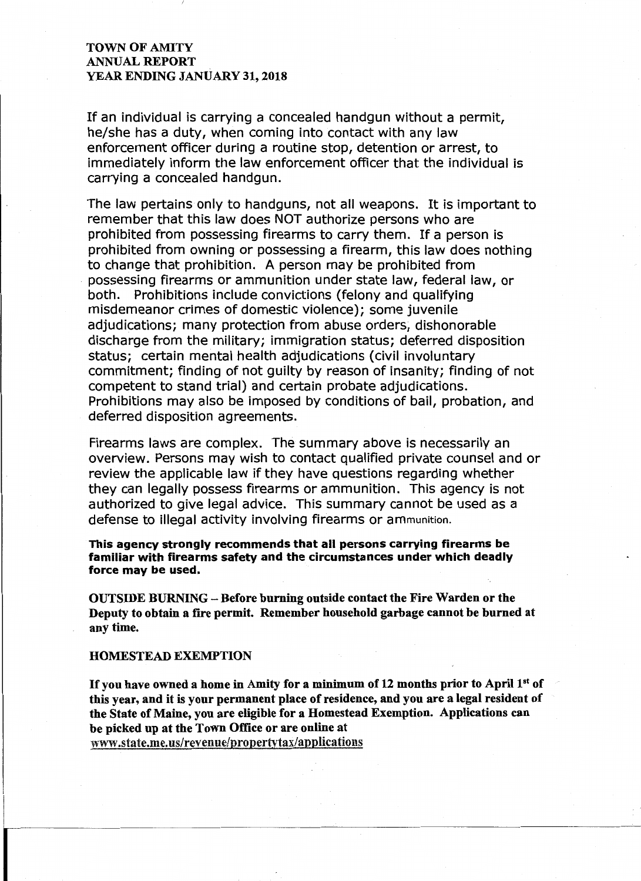**TOWN OF AMITY**
**ANNUAL REPORT**
**YEAR ENDING JANUARY 31, 2018**

If an individual is carrying a concealed handgun without a permit, he/she has a duty, when coming into contact with any law enforcement officer during a routine stop, detention or arrest, to immediately inform the law enforcement officer that the individual is carrying a concealed handgun.

The law pertains only to handguns, not all weapons. It is important to remember that this law does NOT authorize persons who are prohibited from possessing firearms to carry them. If a person is prohibited from owning or possessing a firearm, this law does nothing to change that prohibition. A person may be prohibited from possessing firearms or ammunition under state law, federal law, or both. Prohibitions include convictions (felony and qualifying misdemeanor crimes of domestic violence); some juvenile adjudications; many protection from abuse orders, dishonorable discharge from the military; immigration status; deferred disposition status; certain mental health adjudications (civil involuntary commitment; finding of not guilty by reason of insanity; finding of not competent to stand trial) and certain probate adjudications. Prohibitions may also be imposed by conditions of bail, probation, and deferred disposition agreements.

Firearms laws are complex. The summary above is necessarily an overview. Persons may wish to contact qualified private counsel and or review the applicable law if they have questions regarding whether they can legally possess firearms or ammunition. This agency is not authorized to give legal advice. This summary cannot be used as a defense to illegal activity involving firearms or ammunition.

**This agency strongly recommends that all persons carrying firearms be familiar with firearms safety and the circumstances under which deadly force may be used.**

**OUTSIDE BURNING – Before burning outside contact the Fire Warden or the Deputy to obtain a fire permit. Remember household garbage cannot be burned at any time.**

**HOMESTEAD EXEMPTION**

**If you have owned a home in Amity for a minimum of 12 months prior to April 1st of this year, and it is your permanent place of residence, and you are a legal resident of the State of Maine, you are eligible for a Homestead Exemption. Applications can be picked up at the Town Office or are online at www.state.me.us/revenue/propertytax/applications**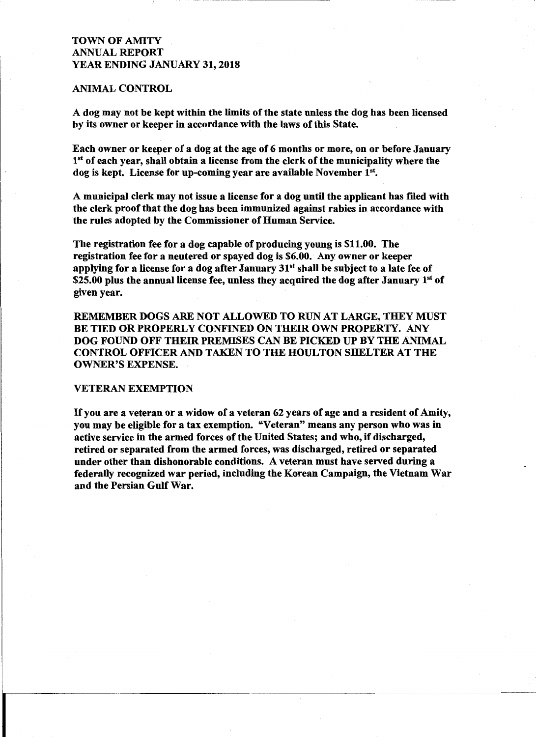**TOWN OF AMITY**
**ANNUAL REPORT**
**YEAR ENDING JANUARY 31, 2018**

## ANIMAL CONTROL

**A dog may not be kept within the limits of the state unless the dog has been licensed by its owner or keeper in accordance with the laws of this State.**

**Each owner or keeper of a dog at the age of 6 months or more, on or before January 1st of each year, shall obtain a license from the clerk of the municipality where the dog is kept. License for up-coming year are available November 1st.**

**A municipal clerk may not issue a license for a dog until the applicant has filed with the clerk proof that the dog has been immunized against rabies in accordance with the rules adopted by the Commissioner of Human Service.**

**The registration fee for a dog capable of producing young is $11.00. The registration fee for a neutered or spayed dog is $6.00. Any owner or keeper applying for a license for a dog after January 31st shall be subject to a late fee of $25.00 plus the annual license fee, unless they acquired the dog after January 1st of given year.**

**REMEMBER DOGS ARE NOT ALLOWED TO RUN AT LARGE, THEY MUST BE TIED OR PROPERLY CONFINED ON THEIR OWN PROPERTY. ANY DOG FOUND OFF THEIR PREMISES CAN BE PICKED UP BY THE ANIMAL CONTROL OFFICER AND TAKEN TO THE HOULTON SHELTER AT THE OWNER'S EXPENSE.**

## VETERAN EXEMPTION

**If you are a veteran or a widow of a veteran 62 years of age and a resident of Amity, you may be eligible for a tax exemption. "Veteran" means any person who was in active service in the armed forces of the United States; and who, if discharged, retired or separated from the armed forces, was discharged, retired or separated under other than dishonorable conditions. A veteran must have served during a federally recognized war period, including the Korean Campaign, the Vietnam War and the Persian Gulf War.**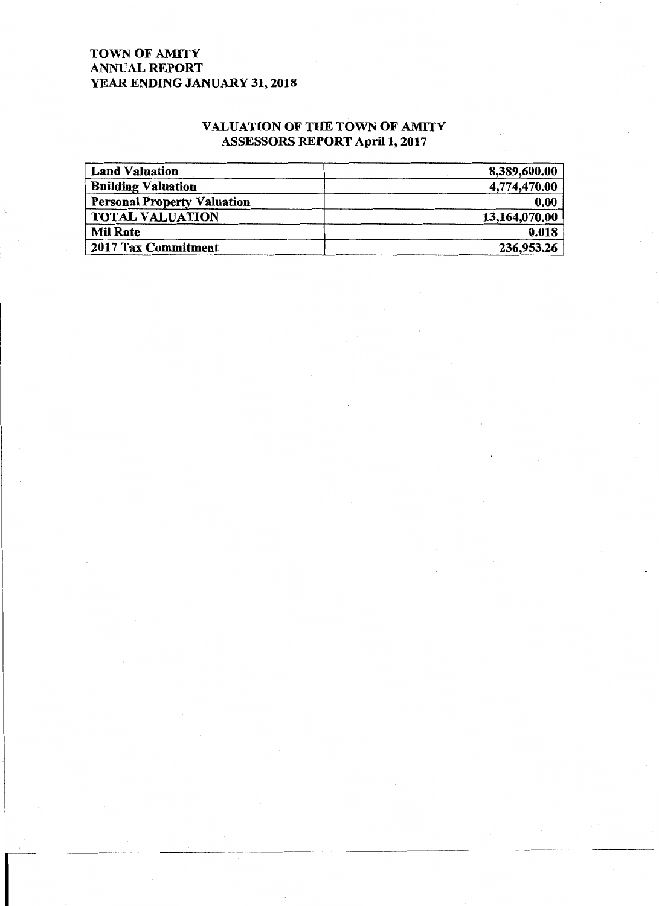**TOWN OF AMITY**
**ANNUAL REPORT**
**YEAR ENDING JANUARY 31, 2018**

## VALUATION OF THE TOWN OF AMITY
### ASSESSORS REPORT April 1, 2017

| | |
|---|---|
| **Land Valuation** | **8,389,600.00** |
| **Building Valuation** | **4,774,470.00** |
| **Personal Property Valuation** | **0.00** |
| **TOTAL VALUATION** | **13,164,070.00** |
| **Mil Rate** | **0.018** |
| **2017 Tax Commitment** | **236,953.26** |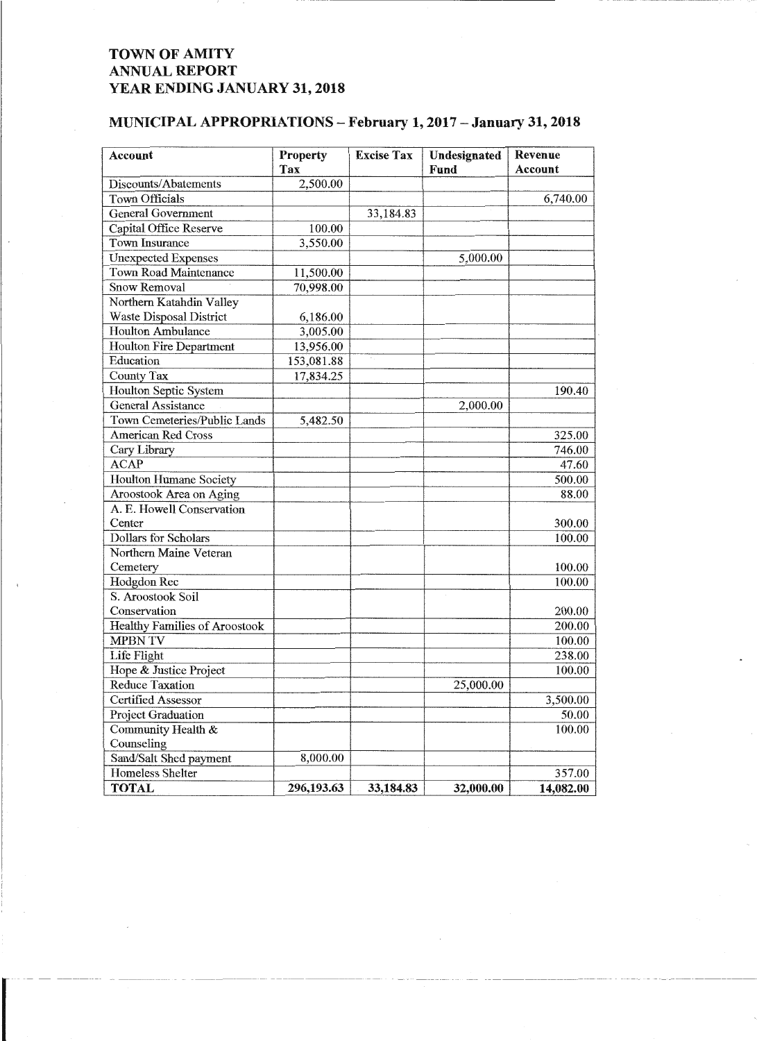# TOWN OF AMITY
# ANNUAL REPORT
# YEAR ENDING JANUARY 31, 2018

## MUNICIPAL APPROPRIATIONS – February 1, 2017 – January 31, 2018

| Account | Property Tax | Excise Tax | Undesignated Fund | Revenue Account |
|---|---|---|---|---|
| Discounts/Abatements | 2,500.00 | | | |
| Town Officials | | | | 6,740.00 |
| General Government | | 33,184.83 | | |
| Capital Office Reserve | 100.00 | | | |
| Town Insurance | 3,550.00 | | | |
| Unexpected Expenses | | | 5,000.00 | |
| Town Road Maintenance | 11,500.00 | | | |
| Snow Removal | 70,998.00 | | | |
| Northern Katahdin Valley Waste Disposal District | 6,186.00 | | | |
| Houlton Ambulance | 3,005.00 | | | |
| Houlton Fire Department | 13,956.00 | | | |
| Education | 153,081.88 | | | |
| County Tax | 17,834.25 | | | |
| Houlton Septic System | | | | 190.40 |
| General Assistance | | | 2,000.00 | |
| Town Cemeteries/Public Lands | 5,482.50 | | | |
| American Red Cross | | | | 325.00 |
| Cary Library | | | | 746.00 |
| ACAP | | | | 47.60 |
| Houlton Humane Society | | | | 500.00 |
| Aroostook Area on Aging | | | | 88.00 |
| A. E. Howell Conservation Center | | | | 300.00 |
| Dollars for Scholars | | | | 100.00 |
| Northern Maine Veteran Cemetery | | | | 100.00 |
| Hodgdon Rec | | | | 100.00 |
| S. Aroostook Soil Conservation | | | | 200.00 |
| Healthy Families of Aroostook | | | | 200.00 |
| MPBN TV | | | | 100.00 |
| Life Flight | | | | 238.00 |
| Hope & Justice Project | | | | 100.00 |
| Reduce Taxation | | | 25,000.00 | |
| Certified Assessor | | | | 3,500.00 |
| Project Graduation | | | | 50.00 |
| Community Health & Counseling | | | | 100.00 |
| Sand/Salt Shed payment | 8,000.00 | | | |
| Homeless Shelter | | | | 357.00 |
| **TOTAL** | **296,193.63** | **33,184.83** | **32,000.00** | **14,082.00** |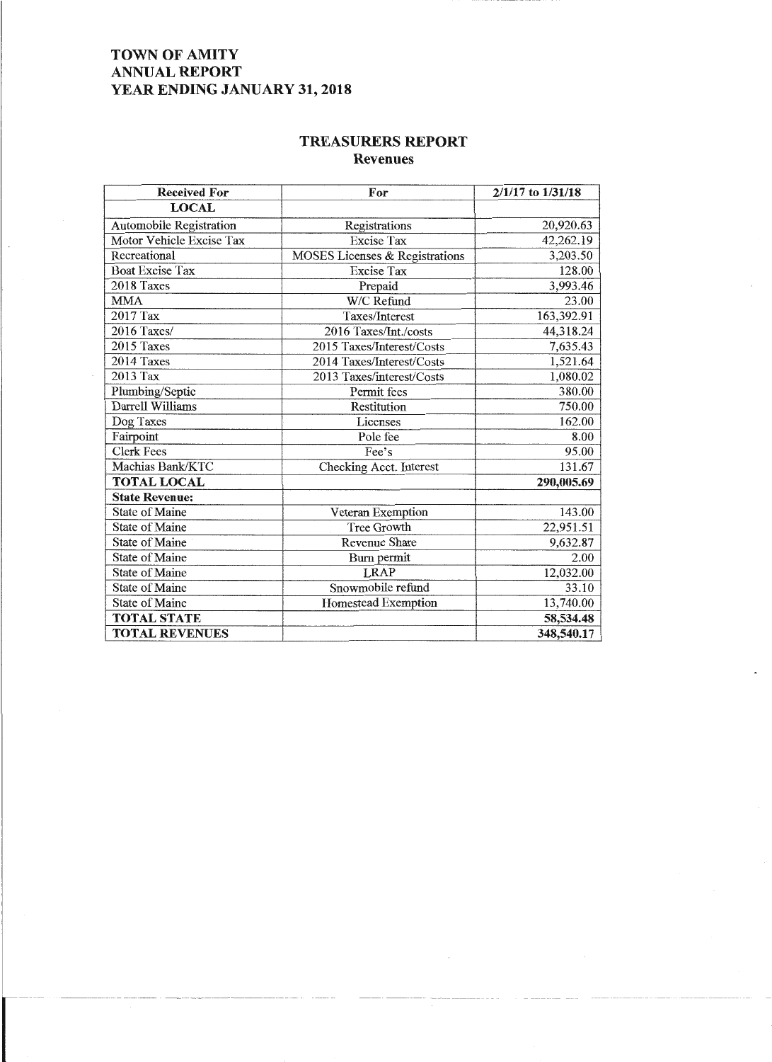# TOWN OF AMITY
# ANNUAL REPORT
# YEAR ENDING JANUARY 31, 2018

## TREASURERS REPORT
### Revenues

| Received For | For | 2/1/17 to 1/31/18 |
|---|---|---|
| **LOCAL** | | |
| Automobile Registration | Registrations | 20,920.63 |
| Motor Vehicle Excise Tax | Excise Tax | 42,262.19 |
| Recreational | MOSES Licenses & Registrations | 3,203.50 |
| Boat Excise Tax | Excise Tax | 128.00 |
| 2018 Taxes | Prepaid | 3,993.46 |
| MMA | W/C Refund | 23.00 |
| 2017 Tax | Taxes/Interest | 163,392.91 |
| 2016 Taxes/ | 2016 Taxes/Int./costs | 44,318.24 |
| 2015 Taxes | 2015 Taxes/Interest/Costs | 7,635.43 |
| 2014 Taxes | 2014 Taxes/Interest/Costs | 1,521.64 |
| 2013 Tax | 2013 Taxes/interest/Costs | 1,080.02 |
| Plumbing/Septic | Permit fees | 380.00 |
| Darrell Williams | Restitution | 750.00 |
| Dog Taxes | Licenses | 162.00 |
| Fairpoint | Pole fee | 8.00 |
| Clerk Fees | Fee's | 95.00 |
| Machias Bank/KTC | Checking Acct. Interest | 131.67 |
| **TOTAL LOCAL** | | **290,005.69** |
| **State Revenue:** | | |
| State of Maine | Veteran Exemption | 143.00 |
| State of Maine | Tree Growth | 22,951.51 |
| State of Maine | Revenue Share | 9,632.87 |
| State of Maine | Burn permit | 2.00 |
| State of Maine | LRAP | 12,032.00 |
| State of Maine | Snowmobile refund | 33.10 |
| State of Maine | Homestead Exemption | 13,740.00 |
| **TOTAL STATE** | | **58,534.48** |
| **TOTAL REVENUES** | | **348,540.17** |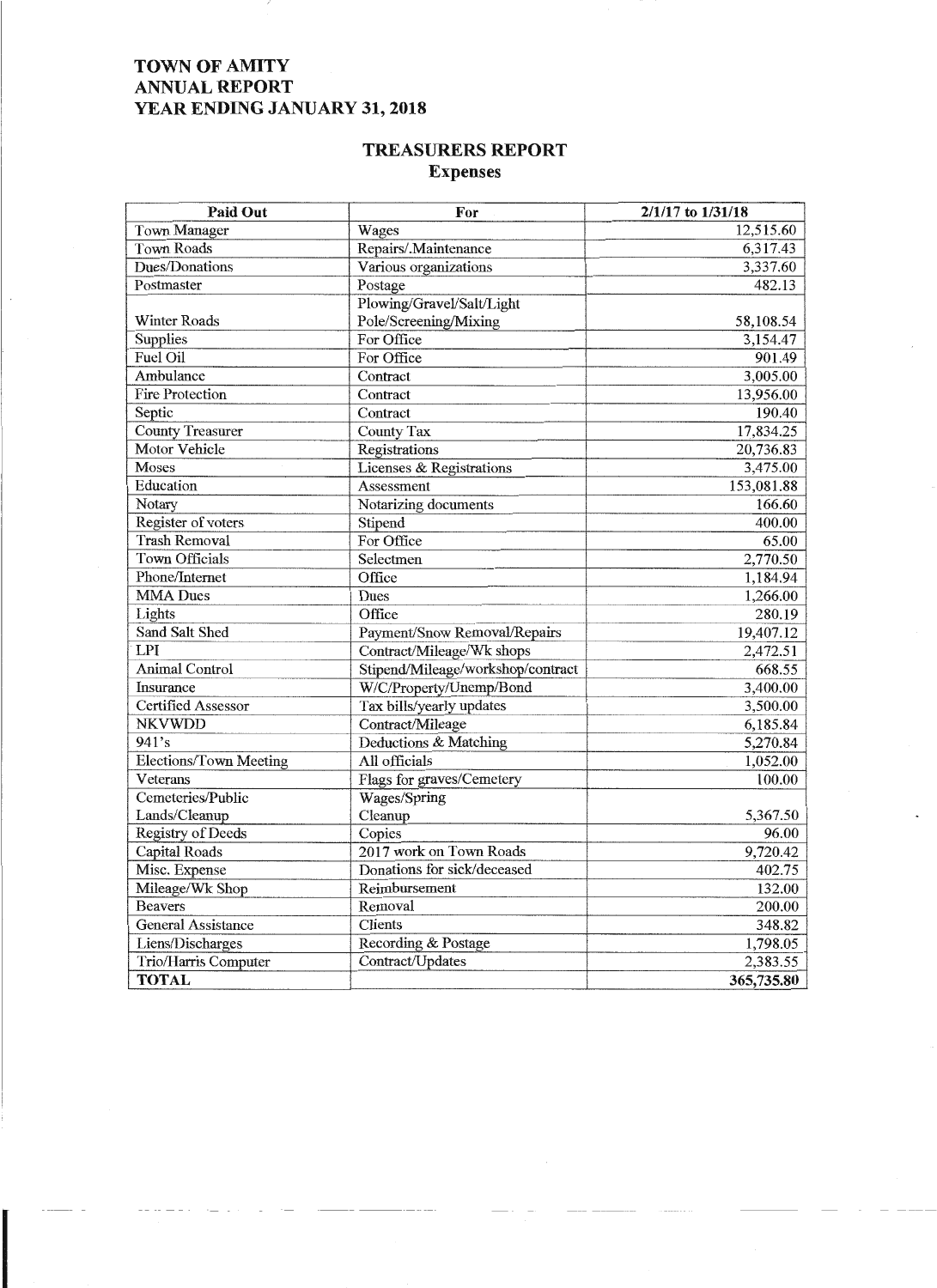# TOWN OF AMITY
# ANNUAL REPORT
# YEAR ENDING JANUARY 31, 2018

## TREASURERS REPORT
### Expenses

| Paid Out | For | 2/1/17 to 1/31/18 |
|---|---|---|
| Town Manager | Wages | 12,515.60 |
| Town Roads | Repairs/.Maintenance | 6,317.43 |
| Dues/Donations | Various organizations | 3,337.60 |
| Postmaster | Postage | 482.13 |
| Winter Roads | Plowing/Gravel/Salt/Light Pole/Screening/Mixing | 58,108.54 |
| Supplies | For Office | 3,154.47 |
| Fuel Oil | For Office | 901.49 |
| Ambulance | Contract | 3,005.00 |
| Fire Protection | Contract | 13,956.00 |
| Septic | Contract | 190.40 |
| County Treasurer | County Tax | 17,834.25 |
| Motor Vehicle | Registrations | 20,736.83 |
| Moses | Licenses & Registrations | 3,475.00 |
| Education | Assessment | 153,081.88 |
| Notary | Notarizing documents | 166.60 |
| Register of voters | Stipend | 400.00 |
| Trash Removal | For Office | 65.00 |
| Town Officials | Selectmen | 2,770.50 |
| Phone/Internet | Office | 1,184.94 |
| MMA Dues | Dues | 1,266.00 |
| Lights | Office | 280.19 |
| Sand Salt Shed | Payment/Snow Removal/Repairs | 19,407.12 |
| LPI | Contract/Mileage/Wk shops | 2,472.51 |
| Animal Control | Stipend/Mileage/workshop/contract | 668.55 |
| Insurance | W/C/Property/Unemp/Bond | 3,400.00 |
| Certified Assessor | Tax bills/yearly updates | 3,500.00 |
| NKVWDD | Contract/Mileage | 6,185.84 |
| 941's | Deductions & Matching | 5,270.84 |
| Elections/Town Meeting | All officials | 1,052.00 |
| Veterans | Flags for graves/Cemetery | 100.00 |
| Cemeteries/Public Lands/Cleanup | Wages/Spring Cleanup | 5,367.50 |
| Registry of Deeds | Copies | 96.00 |
| Capital Roads | 2017 work on Town Roads | 9,720.42 |
| Misc. Expense | Donations for sick/deceased | 402.75 |
| Mileage/Wk Shop | Reimbursement | 132.00 |
| Beavers | Removal | 200.00 |
| General Assistance | Clients | 348.82 |
| Liens/Discharges | Recording & Postage | 1,798.05 |
| Trio/Harris Computer | Contract/Updates | 2,383.55 |
| **TOTAL** | | **365,735.80** |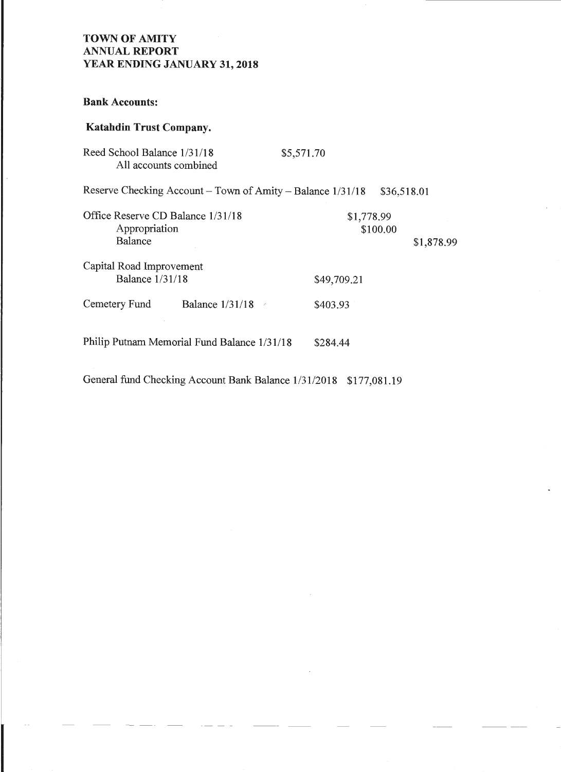**TOWN OF AMITY**
**ANNUAL REPORT**
**YEAR ENDING JANUARY 31, 2018**

**Bank Accounts:**

**Katahdin Trust Company.**

Reed School Balance 1/31/18 $5,571.70
All accounts combined

Reserve Checking Account – Town of Amity – Balance 1/31/18 $36,518.01

| | | |
|---|---|---|
| Office Reserve CD Balance 1/31/18 | $1,778.99 | |
| Appropriation | $100.00 | |
| Balance | | $1,878.99 |

Capital Road Improvement
Balance 1/31/18 $49,709.21

Cemetery Fund Balance 1/31/18 $403.93

Philip Putnam Memorial Fund Balance 1/31/18 $284.44

General fund Checking Account Bank Balance 1/31/2018 $177,081.19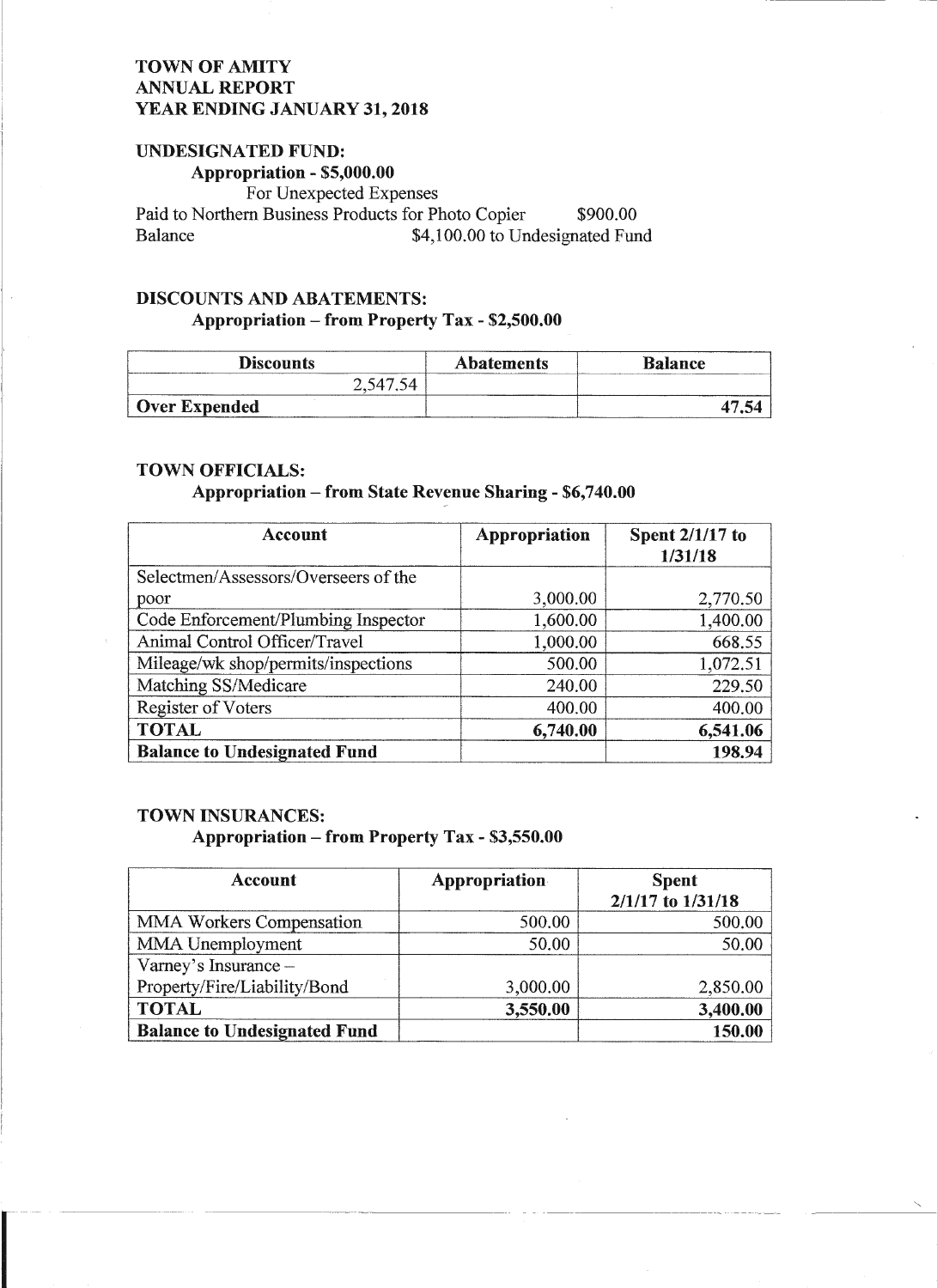**TOWN OF AMITY**
**ANNUAL REPORT**
**YEAR ENDING JANUARY 31, 2018**

**UNDESIGNATED FUND:**

**Appropriation - $5,000.00**

For Unexpected Expenses

Paid to Northern Business Products for Photo Copier $900.00

Balance $4,100.00 to Undesignated Fund

**DISCOUNTS AND ABATEMENTS:**

**Appropriation – from Property Tax - $2,500.00**

| Discounts | Abatements | Balance |
|---|---|---|
| 2,547.54 | | |
| **Over Expended** | | **47.54** |

**TOWN OFFICIALS:**

**Appropriation – from State Revenue Sharing - $6,740.00**

| Account | Appropriation | Spent 2/1/17 to 1/31/18 |
|---|---|---|
| Selectmen/Assessors/Overseers of the poor | 3,000.00 | 2,770.50 |
| Code Enforcement/Plumbing Inspector | 1,600.00 | 1,400.00 |
| Animal Control Officer/Travel | 1,000.00 | 668.55 |
| Mileage/wk shop/permits/inspections | 500.00 | 1,072.51 |
| Matching SS/Medicare | 240.00 | 229.50 |
| Register of Voters | 400.00 | 400.00 |
| **TOTAL** | **6,740.00** | **6,541.06** |
| **Balance to Undesignated Fund** | | **198.94** |

**TOWN INSURANCES:**

**Appropriation – from Property Tax - $3,550.00**

| Account | Appropriation | Spent 2/1/17 to 1/31/18 |
|---|---|---|
| MMA Workers Compensation | 500.00 | 500.00 |
| MMA Unemployment | 50.00 | 50.00 |
| Varney's Insurance – Property/Fire/Liability/Bond | 3,000.00 | 2,850.00 |
| **TOTAL** | **3,550.00** | **3,400.00** |
| **Balance to Undesignated Fund** | | **150.00** |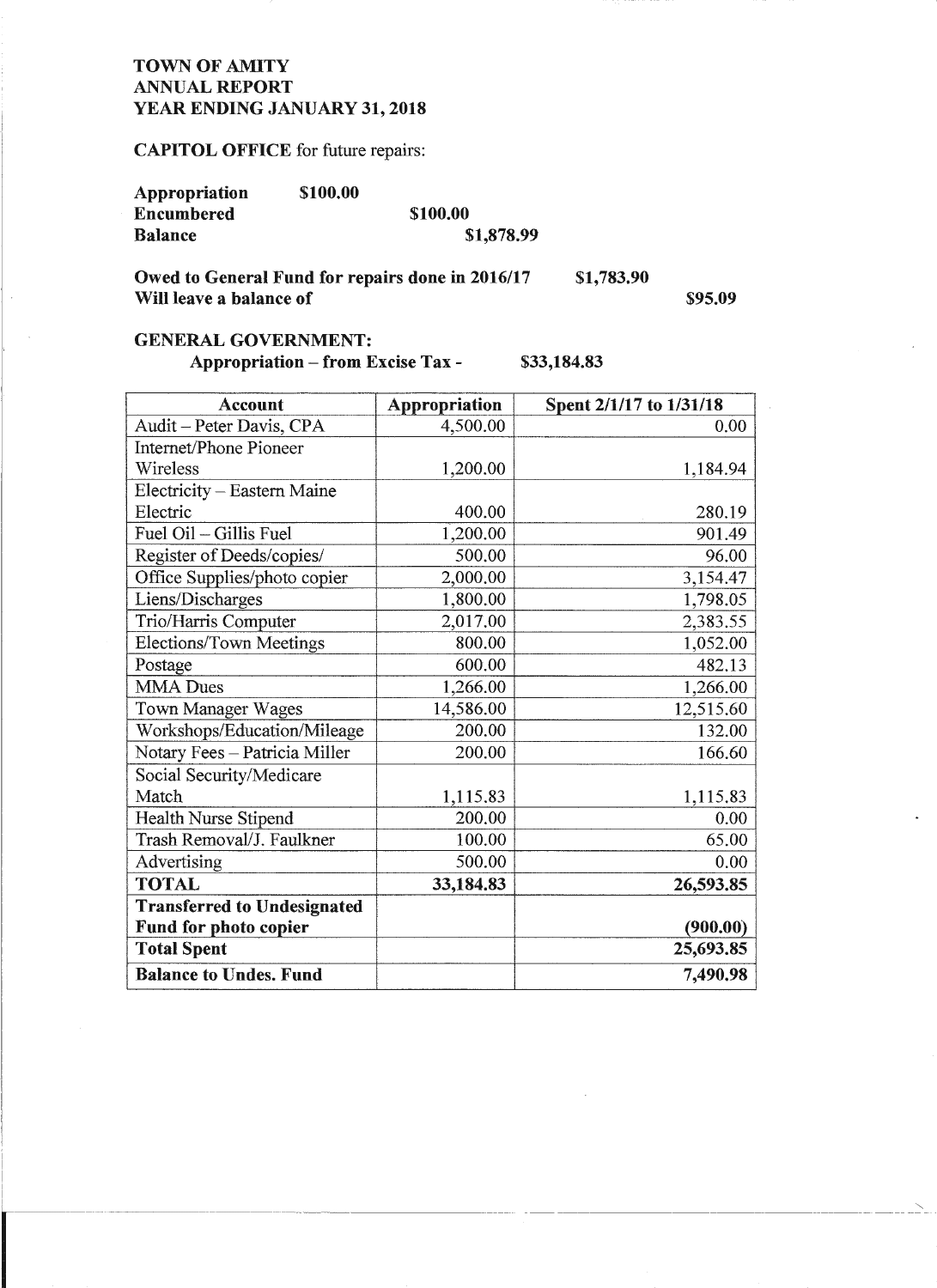**TOWN OF AMITY**
**ANNUAL REPORT**
**YEAR ENDING JANUARY 31, 2018**

**CAPITOL OFFICE** for future repairs:

**Appropriation** **$100.00**
**Encumbered** **$100.00**
**Balance** **$1,878.99**

**Owed to General Fund for repairs done in 2016/17** **$1,783.90**
**Will leave a balance of** **$95.09**

**GENERAL GOVERNMENT:**
**Appropriation – from Excise Tax -** **$33,184.83**

| Account | Appropriation | Spent 2/1/17 to 1/31/18 |
|---|---|---|
| Audit – Peter Davis, CPA | 4,500.00 | 0.00 |
| Internet/Phone Pioneer Wireless | 1,200.00 | 1,184.94 |
| Electricity – Eastern Maine Electric | 400.00 | 280.19 |
| Fuel Oil – Gillis Fuel | 1,200.00 | 901.49 |
| Register of Deeds/copies/ | 500.00 | 96.00 |
| Office Supplies/photo copier | 2,000.00 | 3,154.47 |
| Liens/Discharges | 1,800.00 | 1,798.05 |
| Trio/Harris Computer | 2,017.00 | 2,383.55 |
| Elections/Town Meetings | 800.00 | 1,052.00 |
| Postage | 600.00 | 482.13 |
| MMA Dues | 1,266.00 | 1,266.00 |
| Town Manager Wages | 14,586.00 | 12,515.60 |
| Workshops/Education/Mileage | 200.00 | 132.00 |
| Notary Fees – Patricia Miller | 200.00 | 166.60 |
| Social Security/Medicare Match | 1,115.83 | 1,115.83 |
| Health Nurse Stipend | 200.00 | 0.00 |
| Trash Removal/J. Faulkner | 100.00 | 65.00 |
| Advertising | 500.00 | 0.00 |
| **TOTAL** | **33,184.83** | **26,593.85** |
| **Transferred to Undesignated Fund for photo copier** | | **(900.00)** |
| **Total Spent** | | **25,693.85** |
| **Balance to Undes. Fund** | | **7,490.98** |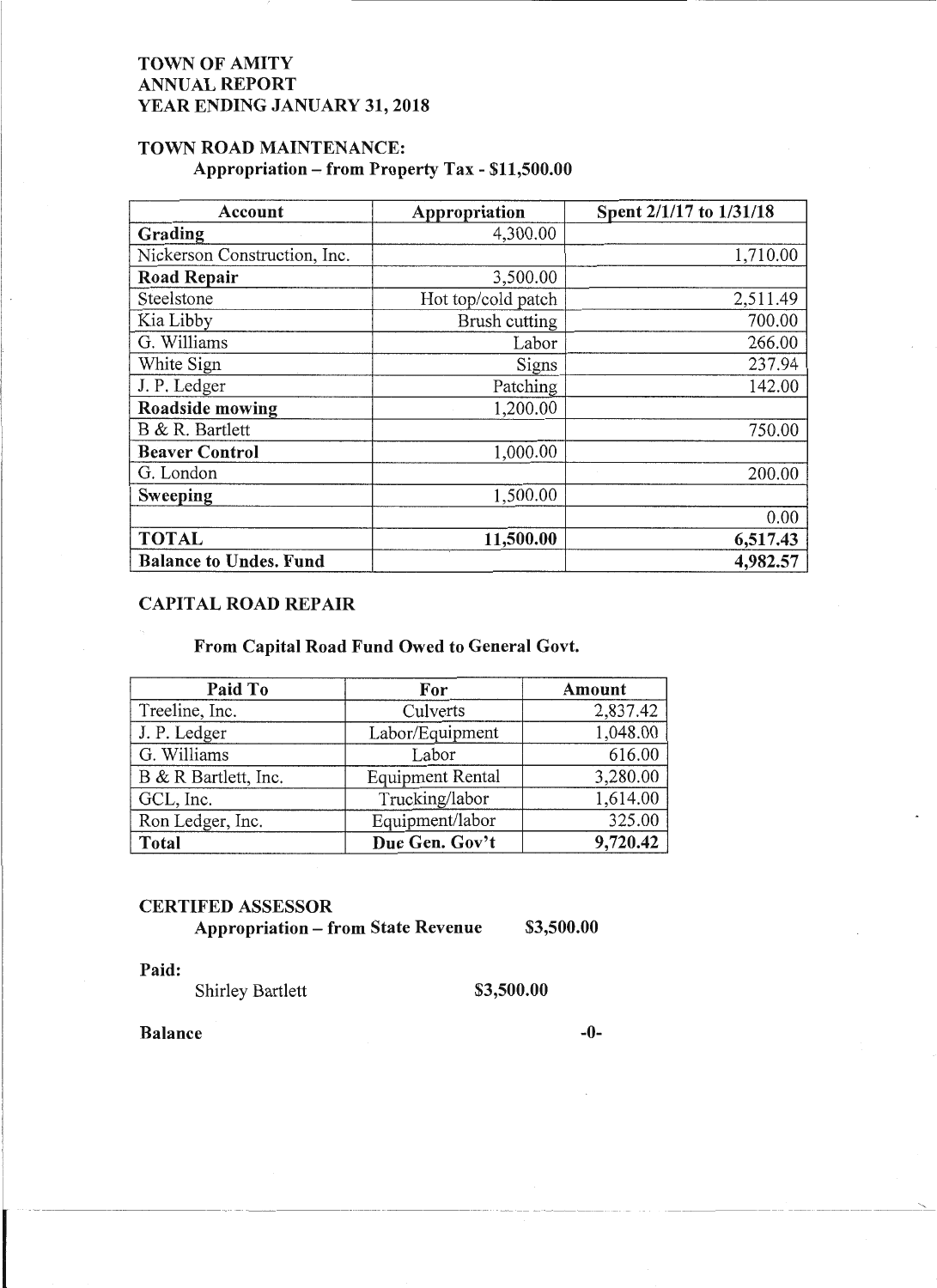**TOWN OF AMITY**
**ANNUAL REPORT**
**YEAR ENDING JANUARY 31, 2018**

**TOWN ROAD MAINTENANCE:**
**Appropriation – from Property Tax - $11,500.00**

| Account | Appropriation | Spent 2/1/17 to 1/31/18 |
|---|---|---|
| **Grading** | 4,300.00 | |
| Nickerson Construction, Inc. | | 1,710.00 |
| **Road Repair** | 3,500.00 | |
| Steelstone | Hot top/cold patch | 2,511.49 |
| Kia Libby | Brush cutting | 700.00 |
| G. Williams | Labor | 266.00 |
| White Sign | Signs | 237.94 |
| J. P. Ledger | Patching | 142.00 |
| **Roadside mowing** | 1,200.00 | |
| B & R. Bartlett | | 750.00 |
| **Beaver Control** | 1,000.00 | |
| G. London | | 200.00 |
| **Sweeping** | 1,500.00 | |
| | | 0.00 |
| **TOTAL** | **11,500.00** | **6,517.43** |
| **Balance to Undes. Fund** | | **4,982.57** |

**CAPITAL ROAD REPAIR**

**From Capital Road Fund Owed to General Govt.**

| Paid To | For | Amount |
|---|---|---|
| Treeline, Inc. | Culverts | 2,837.42 |
| J. P. Ledger | Labor/Equipment | 1,048.00 |
| G. Williams | Labor | 616.00 |
| B & R Bartlett, Inc. | Equipment Rental | 3,280.00 |
| GCL, Inc. | Trucking/labor | 1,614.00 |
| Ron Ledger, Inc. | Equipment/labor | 325.00 |
| **Total** | **Due Gen. Gov't** | **9,720.42** |

**CERTIFED ASSESSOR**
**Appropriation – from State Revenue $3,500.00**

**Paid:**
Shirley Bartlett $3,500.00

**Balance** -0-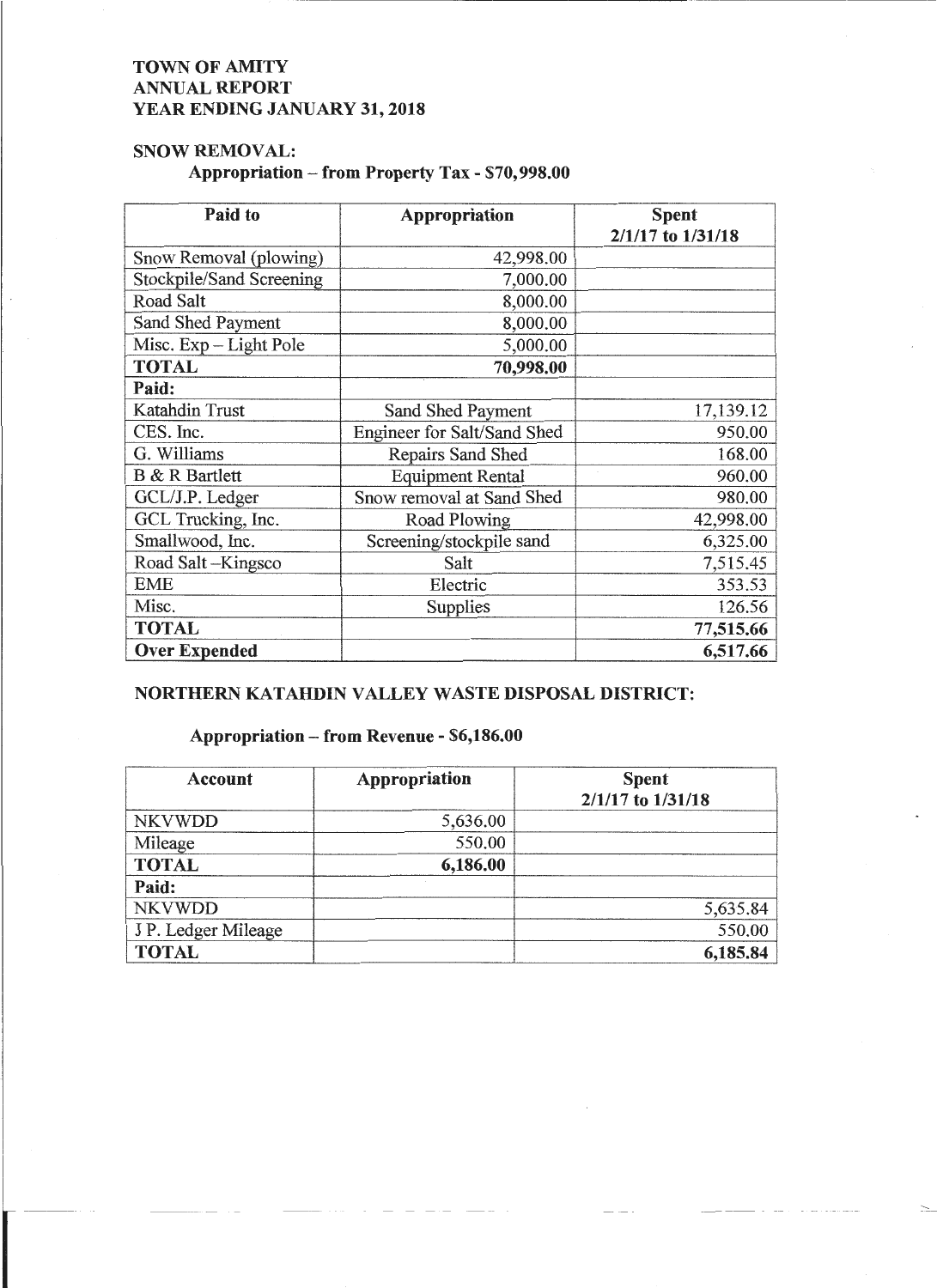**TOWN OF AMITY**
**ANNUAL REPORT**
**YEAR ENDING JANUARY 31, 2018**

## SNOW REMOVAL:

### Appropriation – from Property Tax - $70,998.00

| Paid to | Appropriation | Spent 2/1/17 to 1/31/18 |
|---|---|---|
| Snow Removal (plowing) | 42,998.00 | |
| Stockpile/Sand Screening | 7,000.00 | |
| Road Salt | 8,000.00 | |
| Sand Shed Payment | 8,000.00 | |
| Misc. Exp – Light Pole | 5,000.00 | |
| **TOTAL** | **70,998.00** | |
| **Paid:** | | |
| Katahdin Trust | Sand Shed Payment | 17,139.12 |
| CES. Inc. | Engineer for Salt/Sand Shed | 950.00 |
| G. Williams | Repairs Sand Shed | 168.00 |
| B & R Bartlett | Equipment Rental | 960.00 |
| GCL/J.P. Ledger | Snow removal at Sand Shed | 980.00 |
| GCL Trucking, Inc. | Road Plowing | 42,998.00 |
| Smallwood, Inc. | Screening/stockpile sand | 6,325.00 |
| Road Salt –Kingsco | Salt | 7,515.45 |
| EME | Electric | 353.53 |
| Misc. | Supplies | 126.56 |
| **TOTAL** | | **77,515.66** |
| **Over Expended** | | **6,517.66** |

## NORTHERN KATAHDIN VALLEY WASTE DISPOSAL DISTRICT:

### Appropriation – from Revenue - $6,186.00

| Account | Appropriation | Spent 2/1/17 to 1/31/18 |
|---|---|---|
| NKVWDD | 5,636.00 | |
| Mileage | 550.00 | |
| **TOTAL** | **6,186.00** | |
| **Paid:** | | |
| NKVWDD | | 5,635.84 |
| J P. Ledger Mileage | | 550.00 |
| **TOTAL** | | **6,185.84** |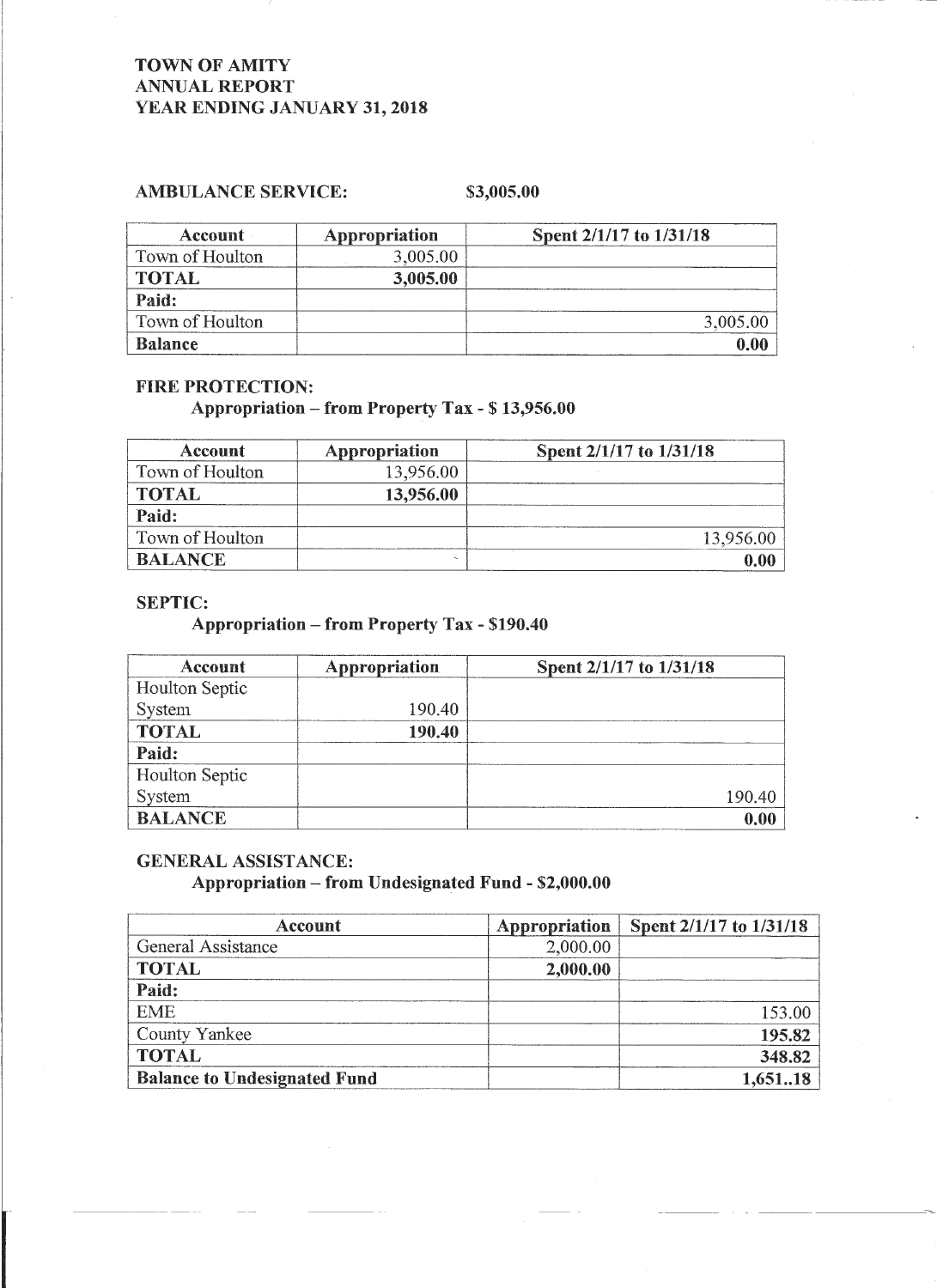**TOWN OF AMITY**
**ANNUAL REPORT**
**YEAR ENDING JANUARY 31, 2018**

**AMBULANCE SERVICE:** **$3,005.00**

| Account | Appropriation | Spent 2/1/17 to 1/31/18 |
|---|---|---|
| Town of Houlton | 3,005.00 | |
| **TOTAL** | **3,005.00** | |
| **Paid:** | | |
| Town of Houlton | | 3,005.00 |
| **Balance** | | **0.00** |

**FIRE PROTECTION:**
**Appropriation – from Property Tax - $ 13,956.00**

| Account | Appropriation | Spent 2/1/17 to 1/31/18 |
|---|---|---|
| Town of Houlton | 13,956.00 | |
| **TOTAL** | **13,956.00** | |
| **Paid:** | | |
| Town of Houlton | | 13,956.00 |
| **BALANCE** | | **0.00** |

**SEPTIC:**
**Appropriation – from Property Tax - $190.40**

| Account | Appropriation | Spent 2/1/17 to 1/31/18 |
|---|---|---|
| Houlton Septic System | 190.40 | |
| **TOTAL** | **190.40** | |
| **Paid:** | | |
| Houlton Septic System | | 190.40 |
| **BALANCE** | | **0.00** |

**GENERAL ASSISTANCE:**
**Appropriation – from Undesignated Fund - $2,000.00**

| Account | Appropriation | Spent 2/1/17 to 1/31/18 |
|---|---|---|
| General Assistance | 2,000.00 | |
| **TOTAL** | **2,000.00** | |
| **Paid:** | | |
| EME | | 153.00 |
| County Yankee | | **195.82** |
| **TOTAL** | | **348.82** |
| **Balance to Undesignated Fund** | | **1,651..18** |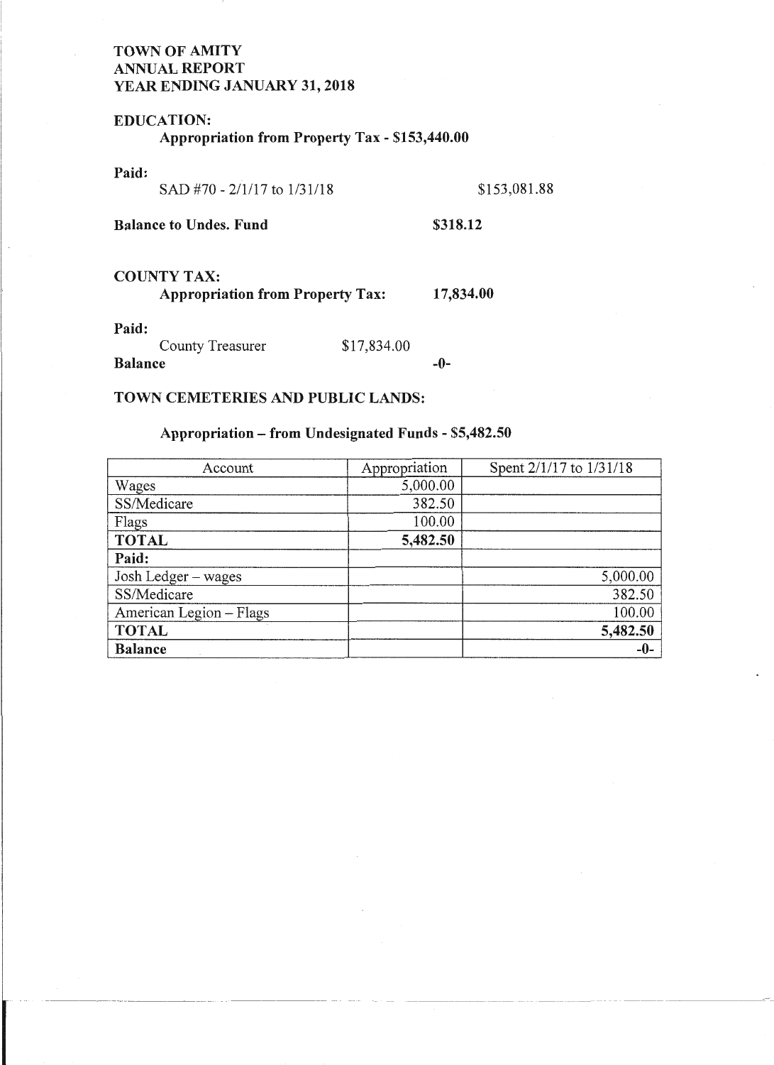**TOWN OF AMITY**
**ANNUAL REPORT**
**YEAR ENDING JANUARY 31, 2018**

**EDUCATION:**

**Appropriation from Property Tax - $153,440.00**

**Paid:**

SAD #70 - 2/1/17 to 1/31/18 $153,081.88

**Balance to Undes. Fund** **$318.12**

**COUNTY TAX:**

**Appropriation from Property Tax:** **17,834.00**

**Paid:**

County Treasurer $17,834.00

**Balance** **-0-**

**TOWN CEMETERIES AND PUBLIC LANDS:**

**Appropriation – from Undesignated Funds - $5,482.50**

| Account | Appropriation | Spent 2/1/17 to 1/31/18 |
|---|---|---|
| Wages | 5,000.00 | |
| SS/Medicare | 382.50 | |
| Flags | 100.00 | |
| **TOTAL** | **5,482.50** | |
| **Paid:** | | |
| Josh Ledger – wages | | 5,000.00 |
| SS/Medicare | | 382.50 |
| American Legion – Flags | | 100.00 |
| **TOTAL** | | **5,482.50** |
| **Balance** | | **-0-** |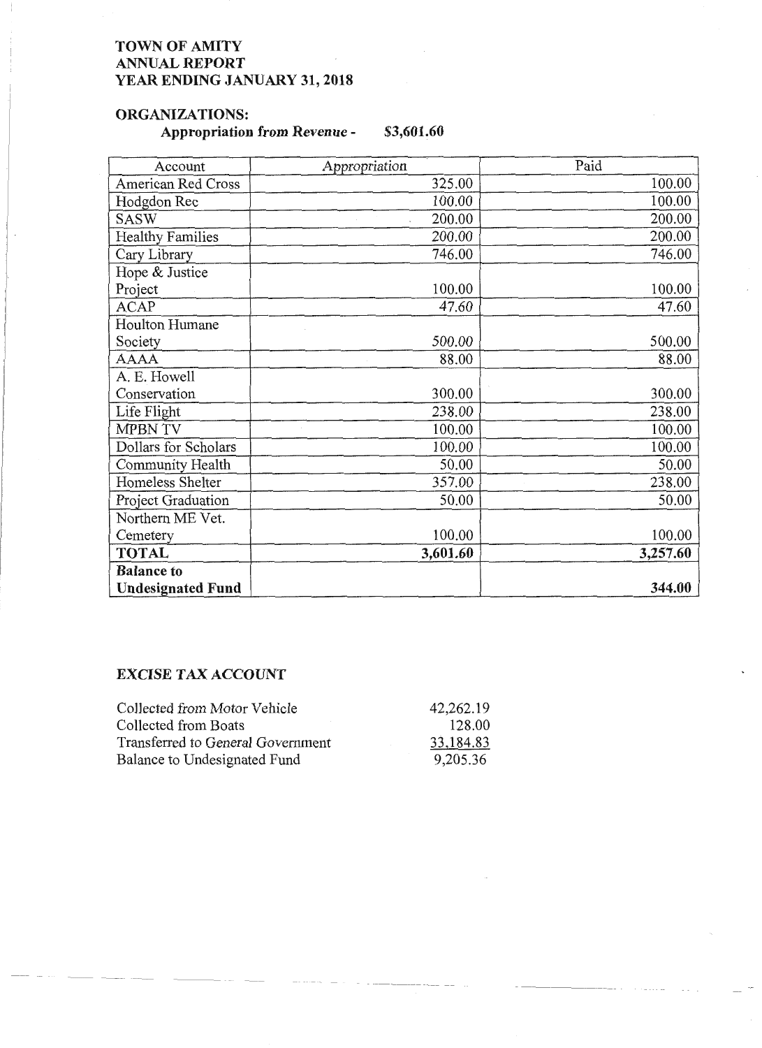**TOWN OF AMITY**
**ANNUAL REPORT**
**YEAR ENDING JANUARY 31, 2018**

## ORGANIZATIONS:

**Appropriation from Revenue - $3,601.60**

| Account | Appropriation | Paid |
|---|---|---|
| American Red Cross | 325.00 | 100.00 |
| Hodgdon Rec | 100.00 | 100.00 |
| SASW | 200.00 | 200.00 |
| Healthy Families | 200.00 | 200.00 |
| Cary Library | 746.00 | 746.00 |
| Hope & Justice Project | 100.00 | 100.00 |
| ACAP | 47.60 | 47.60 |
| Houlton Humane Society | 500.00 | 500.00 |
| AAAA | 88.00 | 88.00 |
| A. E. Howell Conservation | 300.00 | 300.00 |
| Life Flight | 238.00 | 238.00 |
| MPBN TV | 100.00 | 100.00 |
| Dollars for Scholars | 100.00 | 100.00 |
| Community Health | 50.00 | 50.00 |
| Homeless Shelter | 357.00 | 238.00 |
| Project Graduation | 50.00 | 50.00 |
| Northern ME Vet. Cemetery | 100.00 | 100.00 |
| **TOTAL** | **3,601.60** | **3,257.60** |
| **Balance to Undesignated Fund** | | **344.00** |

## EXCISE TAX ACCOUNT

| | |
|---|---|
| Collected from Motor Vehicle | 42,262.19 |
| Collected from Boats | 128.00 |
| Transferred to General Government | 33,184.83 |
| Balance to Undesignated Fund | 9,205.36 |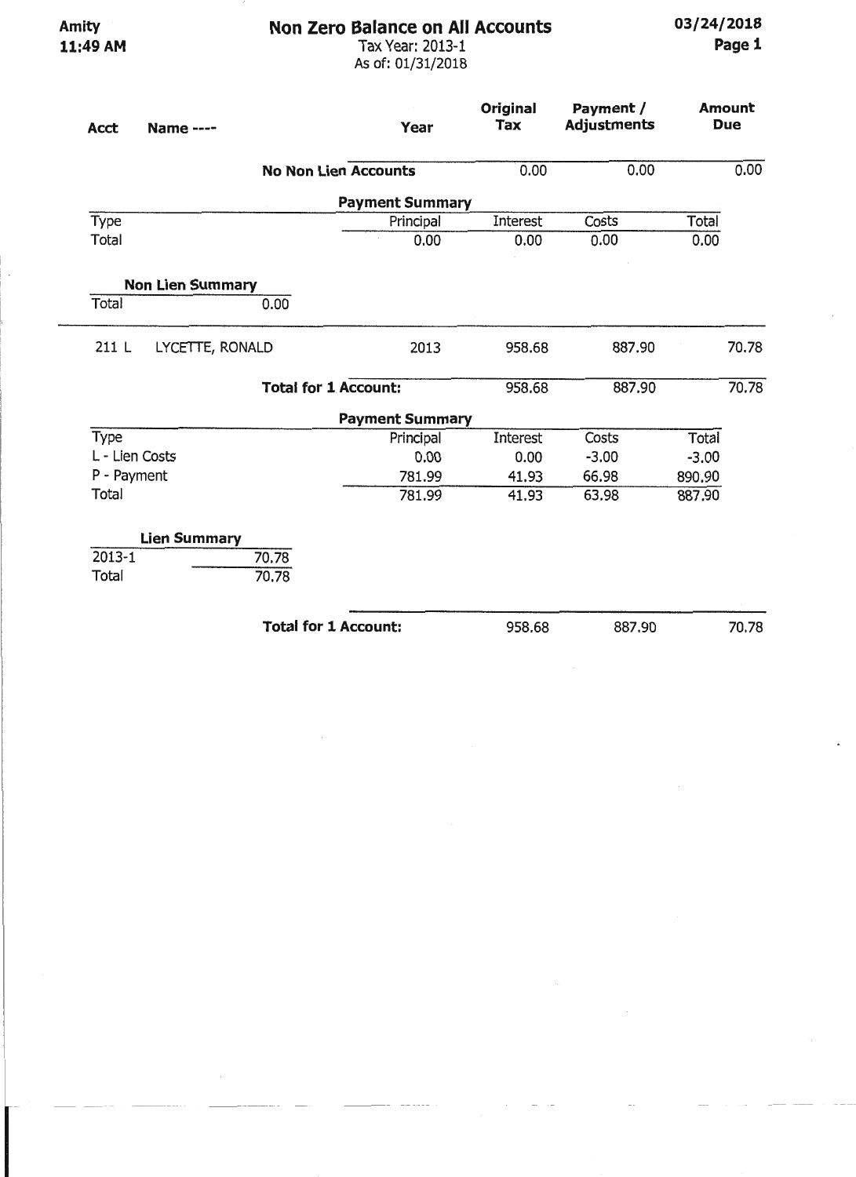Amity
11:49 AM

# Non Zero Balance on All Accounts

Tax Year: 2013-1
As of: 01/31/2018

03/24/2018

| Acct | Name ---- | Year | Original Tax | Payment / Adjustments | Amount Due |
|---|---|---|---|---|---|
| | | **No Non Lien Accounts** | 0.00 | 0.00 | 0.00 |

**Payment Summary**

| Type | Principal | Interest | Costs | Total |
|---|---|---|---|---|
| Total | 0.00 | 0.00 | 0.00 | 0.00 |

**Non Lien Summary**

| | |
|---|---|
| Total | 0.00 |

| Acct | Name ---- | Year | Original Tax | Payment / Adjustments | Amount Due |
|---|---|---|---|---|---|
| 211 L | LYCETTE, RONALD | 2013 | 958.68 | 887.90 | 70.78 |
| | | **Total for 1 Account:** | 958.68 | 887.90 | 70.78 |

**Payment Summary**

| Type | Principal | Interest | Costs | Total |
|---|---|---|---|---|
| L - Lien Costs | 0.00 | 0.00 | -3.00 | -3.00 |
| P - Payment | 781.99 | 41.93 | 66.98 | 890.90 |
| Total | 781.99 | 41.93 | 63.98 | 887.90 |

**Lien Summary**

| | |
|---|---|
| 2013-1 | 70.78 |
| Total | 70.78 |

| | Original Tax | Payment / Adjustments | Amount Due |
|---|---|---|---|
| **Total for 1 Account:** | 958.68 | 887.90 | 70.78 |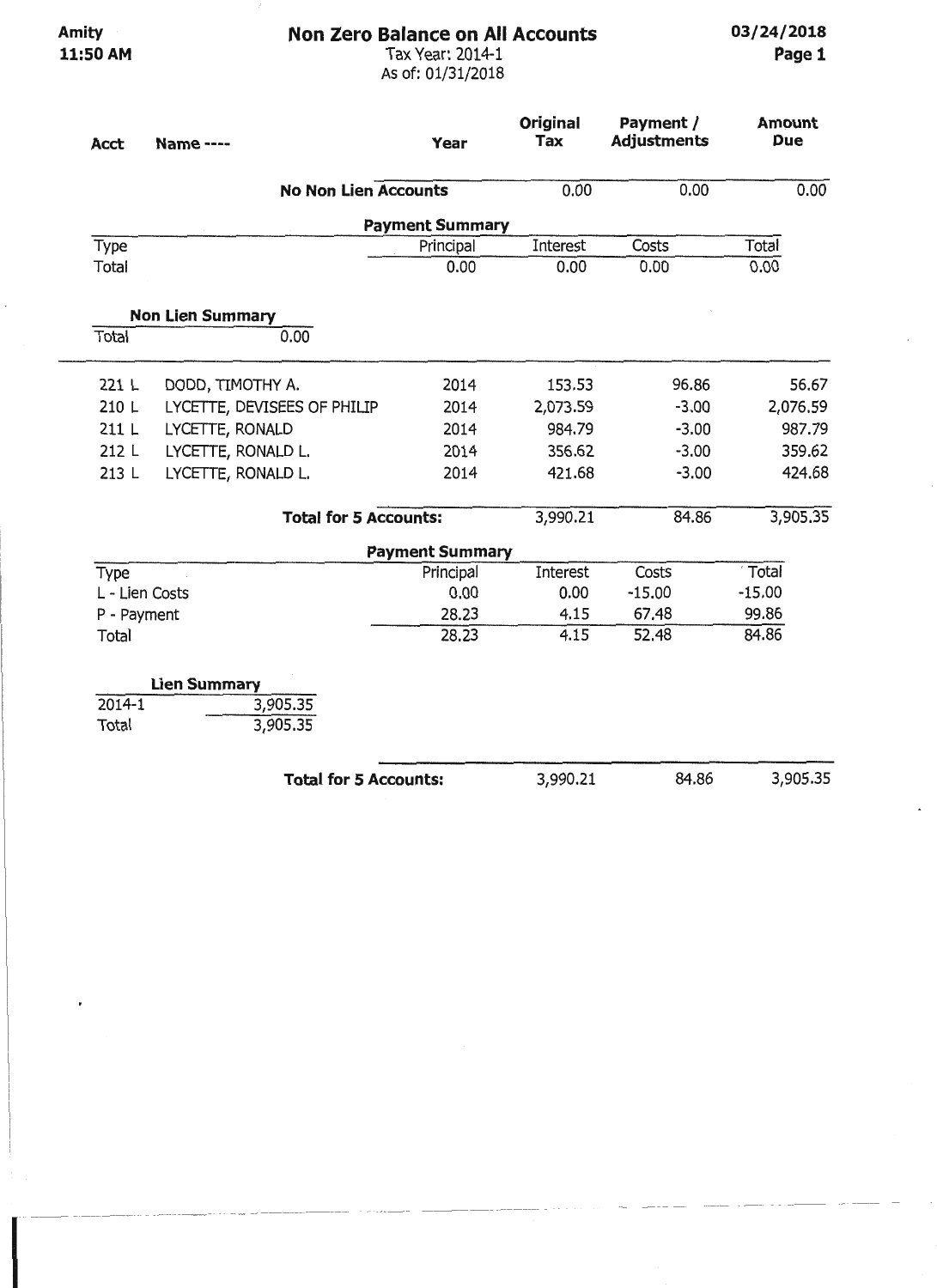Amity
11:50 AM

# Non Zero Balance on All Accounts

Tax Year: 2014-1
As of: 01/31/2018

03/24/2018

| Acct | Name ---- | Year | Original Tax | Payment / Adjustments | Amount Due |
|---|---|---|---|---|---|
| | **No Non Lien Accounts** | | 0.00 | 0.00 | 0.00 |

**Payment Summary**

| Type | Principal | Interest | Costs | Total |
|---|---|---|---|---|
| Total | 0.00 | 0.00 | 0.00 | 0.00 |

**Non Lien Summary**

| | |
|---|---|
| Total | 0.00 |

| Acct | Name ---- | Year | Original Tax | Payment / Adjustments | Amount Due |
|---|---|---|---|---|---|
| 221 L | DODD, TIMOTHY A. | 2014 | 153.53 | 96.86 | 56.67 |
| 210 L | LYCETTE, DEVISEES OF PHILIP | 2014 | 2,073.59 | -3.00 | 2,076.59 |
| 211 L | LYCETTE, RONALD | 2014 | 984.79 | -3.00 | 987.79 |
| 212 L | LYCETTE, RONALD L. | 2014 | 356.62 | -3.00 | 359.62 |
| 213 L | LYCETTE, RONALD L. | 2014 | 421.68 | -3.00 | 424.68 |
| | **Total for 5 Accounts:** | | 3,990.21 | 84.86 | 3,905.35 |

**Payment Summary**

| Type | Principal | Interest | Costs | Total |
|---|---|---|---|---|
| L - Lien Costs | 0.00 | 0.00 | -15.00 | -15.00 |
| P - Payment | 28.23 | 4.15 | 67.48 | 99.86 |
| Total | 28.23 | 4.15 | 52.48 | 84.86 |

**Lien Summary**

| | |
|---|---|
| 2014-1 | 3,905.35 |
| Total | 3,905.35 |

| | Original Tax | Payment / Adjustments | Amount Due |
|---|---|---|---|
| **Total for 5 Accounts:** | 3,990.21 | 84.86 | 3,905.35 |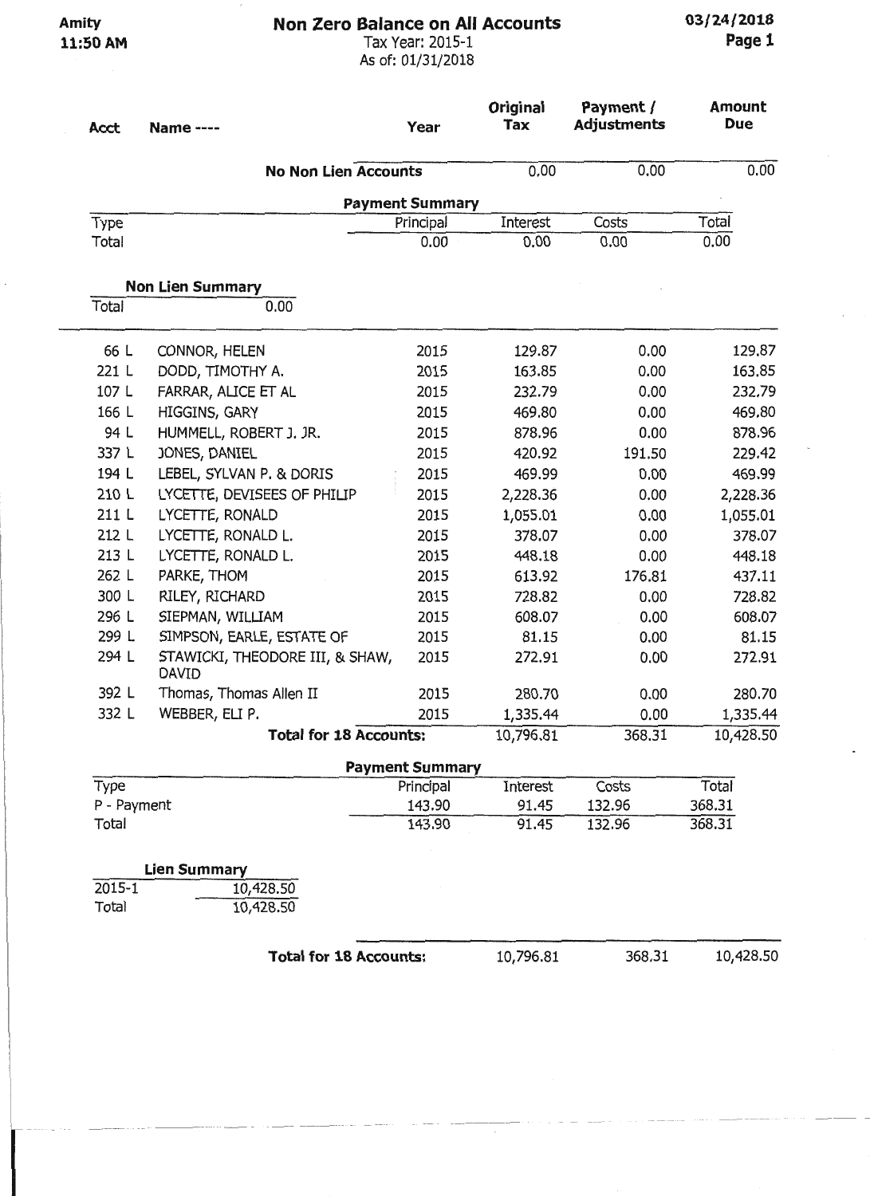Amity
11:50 AM

# Non Zero Balance on All Accounts

Tax Year: 2015-1
As of: 01/31/2018

03/24/2018
Page 1

| Acct | Name ---- | Year | Original Tax | Payment / Adjustments | Amount Due |
|---|---|---|---|---|---|
| | **No Non Lien Accounts** | | 0.00 | 0.00 | 0.00 |

**Payment Summary**

| Type | Principal | Interest | Costs | Total |
|---|---|---|---|---|
| Total | 0.00 | 0.00 | 0.00 | 0.00 |

**Non Lien Summary**

| | |
|---|---|
| Total | 0.00 |

| Acct | Name ---- | Year | Original Tax | Payment / Adjustments | Amount Due |
|---|---|---|---|---|---|
| 66 L | CONNOR, HELEN | 2015 | 129.87 | 0.00 | 129.87 |
| 221 L | DODD, TIMOTHY A. | 2015 | 163.85 | 0.00 | 163.85 |
| 107 L | FARRAR, ALICE ET AL | 2015 | 232.79 | 0.00 | 232.79 |
| 166 L | HIGGINS, GARY | 2015 | 469.80 | 0.00 | 469.80 |
| 94 L | HUMMELL, ROBERT J. JR. | 2015 | 878.96 | 0.00 | 878.96 |
| 337 L | JONES, DANIEL | 2015 | 420.92 | 191.50 | 229.42 |
| 194 L | LEBEL, SYLVAN P. & DORIS | 2015 | 469.99 | 0.00 | 469.99 |
| 210 L | LYCETTE, DEVISEES OF PHILIP | 2015 | 2,228.36 | 0.00 | 2,228.36 |
| 211 L | LYCETTE, RONALD | 2015 | 1,055.01 | 0.00 | 1,055.01 |
| 212 L | LYCETTE, RONALD L. | 2015 | 378.07 | 0.00 | 378.07 |
| 213 L | LYCETTE, RONALD L. | 2015 | 448.18 | 0.00 | 448.18 |
| 262 L | PARKE, THOM | 2015 | 613.92 | 176.81 | 437.11 |
| 300 L | RILEY, RICHARD | 2015 | 728.82 | 0.00 | 728.82 |
| 296 L | SIEPMAN, WILLIAM | 2015 | 608.07 | 0.00 | 608.07 |
| 299 L | SIMPSON, EARLE, ESTATE OF | 2015 | 81.15 | 0.00 | 81.15 |
| 294 L | STAWICKI, THEODORE III, & SHAW, DAVID | 2015 | 272.91 | 0.00 | 272.91 |
| 392 L | Thomas, Thomas Allen II | 2015 | 280.70 | 0.00 | 280.70 |
| 332 L | WEBBER, ELI P. | 2015 | 1,335.44 | 0.00 | 1,335.44 |
| | **Total for 18 Accounts:** | | 10,796.81 | 368.31 | 10,428.50 |

**Payment Summary**

| Type | Principal | Interest | Costs | Total |
|---|---|---|---|---|
| P - Payment | 143.90 | 91.45 | 132.96 | 368.31 |
| Total | 143.90 | 91.45 | 132.96 | 368.31 |

**Lien Summary**

| | |
|---|---|
| 2015-1 | 10,428.50 |
| Total | 10,428.50 |

| | Original Tax | Payment / Adjustments | Amount Due |
|---|---|---|---|
| **Total for 18 Accounts:** | 10,796.81 | 368.31 | 10,428.50 |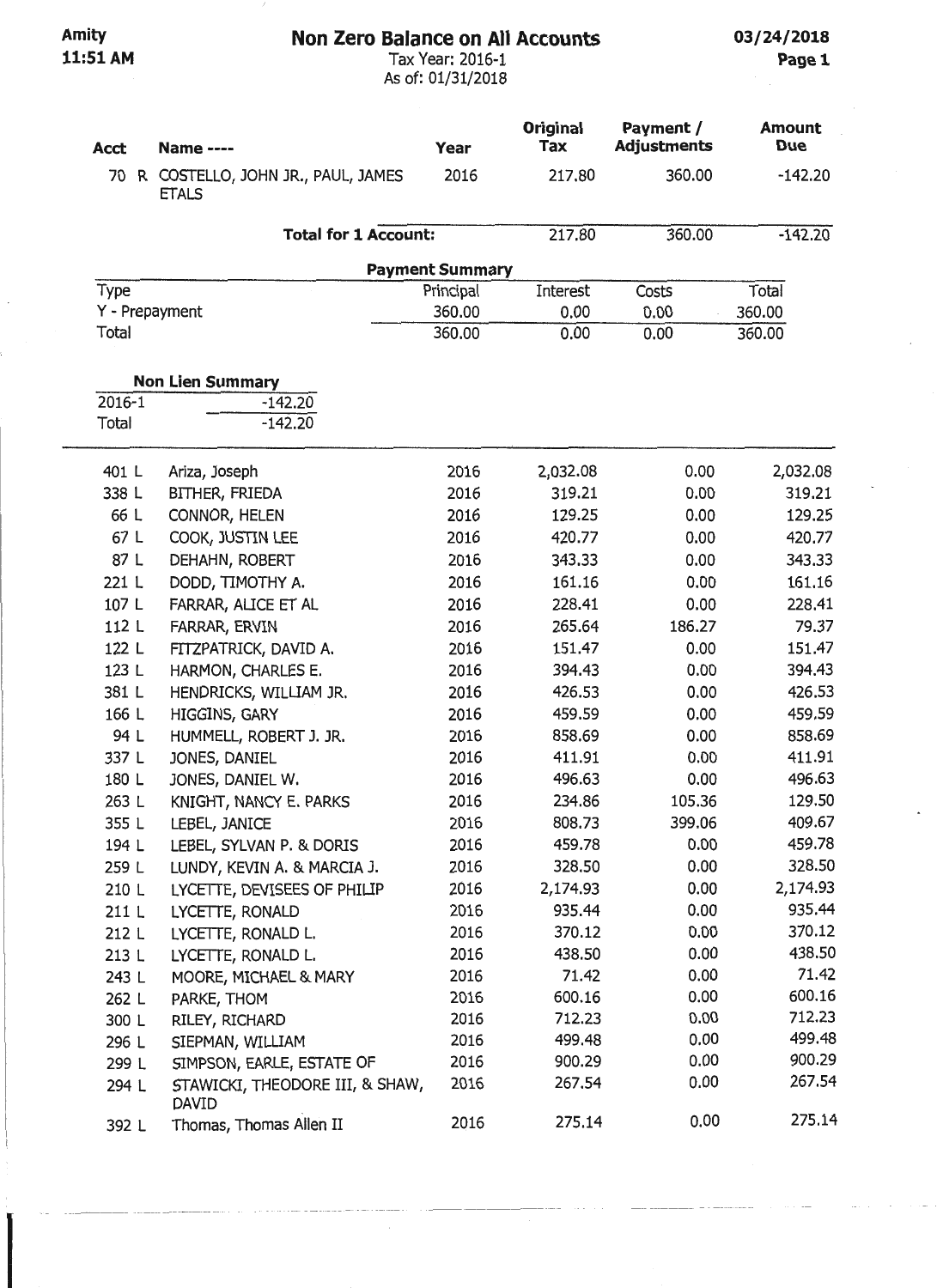Amity
11:51 AM

# Non Zero Balance on All Accounts

Tax Year: 2016-1
As of: 01/31/2018

03/24/2018

| Acct | Name ---- | Year | Original Tax | Payment / Adjustments | Amount Due |
|---|---|---|---|---|---|
| 70 R | COSTELLO, JOHN JR., PAUL, JAMES ETALS | 2016 | 217.80 | 360.00 | -142.20 |
| | **Total for 1 Account:** | | 217.80 | 360.00 | -142.20 |

**Payment Summary**

| Type | Principal | Interest | Costs | Total |
|---|---|---|---|---|
| Y - Prepayment | 360.00 | 0.00 | 0.00 | 360.00 |
| Total | 360.00 | 0.00 | 0.00 | 360.00 |

**Non Lien Summary**

| | |
|---|---|
| 2016-1 | -142.20 |
| Total | -142.20 |

| Acct | Name | Year | Original Tax | Payment / Adjustments | Amount Due |
|---|---|---|---|---|---|
| 401 L | Ariza, Joseph | 2016 | 2,032.08 | 0.00 | 2,032.08 |
| 338 L | BITHER, FRIEDA | 2016 | 319.21 | 0.00 | 319.21 |
| 66 L | CONNOR, HELEN | 2016 | 129.25 | 0.00 | 129.25 |
| 67 L | COOK, JUSTIN LEE | 2016 | 420.77 | 0.00 | 420.77 |
| 87 L | DEHAHN, ROBERT | 2016 | 343.33 | 0.00 | 343.33 |
| 221 L | DODD, TIMOTHY A. | 2016 | 161.16 | 0.00 | 161.16 |
| 107 L | FARRAR, ALICE ET AL | 2016 | 228.41 | 0.00 | 228.41 |
| 112 L | FARRAR, ERVIN | 2016 | 265.64 | 186.27 | 79.37 |
| 122 L | FITZPATRICK, DAVID A. | 2016 | 151.47 | 0.00 | 151.47 |
| 123 L | HARMON, CHARLES E. | 2016 | 394.43 | 0.00 | 394.43 |
| 381 L | HENDRICKS, WILLIAM JR. | 2016 | 426.53 | 0.00 | 426.53 |
| 166 L | HIGGINS, GARY | 2016 | 459.59 | 0.00 | 459.59 |
| 94 L | HUMMELL, ROBERT J. JR. | 2016 | 858.69 | 0.00 | 858.69 |
| 337 L | JONES, DANIEL | 2016 | 411.91 | 0.00 | 411.91 |
| 180 L | JONES, DANIEL W. | 2016 | 496.63 | 0.00 | 496.63 |
| 263 L | KNIGHT, NANCY E. PARKS | 2016 | 234.86 | 105.36 | 129.50 |
| 355 L | LEBEL, JANICE | 2016 | 808.73 | 399.06 | 409.67 |
| 194 L | LEBEL, SYLVAN P. & DORIS | 2016 | 459.78 | 0.00 | 459.78 |
| 259 L | LUNDY, KEVIN A. & MARCIA J. | 2016 | 328.50 | 0.00 | 328.50 |
| 210 L | LYCETTE, DEVISEES OF PHILIP | 2016 | 2,174.93 | 0.00 | 2,174.93 |
| 211 L | LYCETTE, RONALD | 2016 | 935.44 | 0.00 | 935.44 |
| 212 L | LYCETTE, RONALD L. | 2016 | 370.12 | 0.00 | 370.12 |
| 213 L | LYCETTE, RONALD L. | 2016 | 438.50 | 0.00 | 438.50 |
| 243 L | MOORE, MICHAEL & MARY | 2016 | 71.42 | 0.00 | 71.42 |
| 262 L | PARKE, THOM | 2016 | 600.16 | 0.00 | 600.16 |
| 300 L | RILEY, RICHARD | 2016 | 712.23 | 0.00 | 712.23 |
| 296 L | SIEPMAN, WILLIAM | 2016 | 499.48 | 0.00 | 499.48 |
| 299 L | SIMPSON, EARLE, ESTATE OF | 2016 | 900.29 | 0.00 | 900.29 |
| 294 L | STAWICKI, THEODORE III, & SHAW, DAVID | 2016 | 267.54 | 0.00 | 267.54 |
| 392 L | Thomas, Thomas Allen II | 2016 | 275.14 | 0.00 | 275.14 |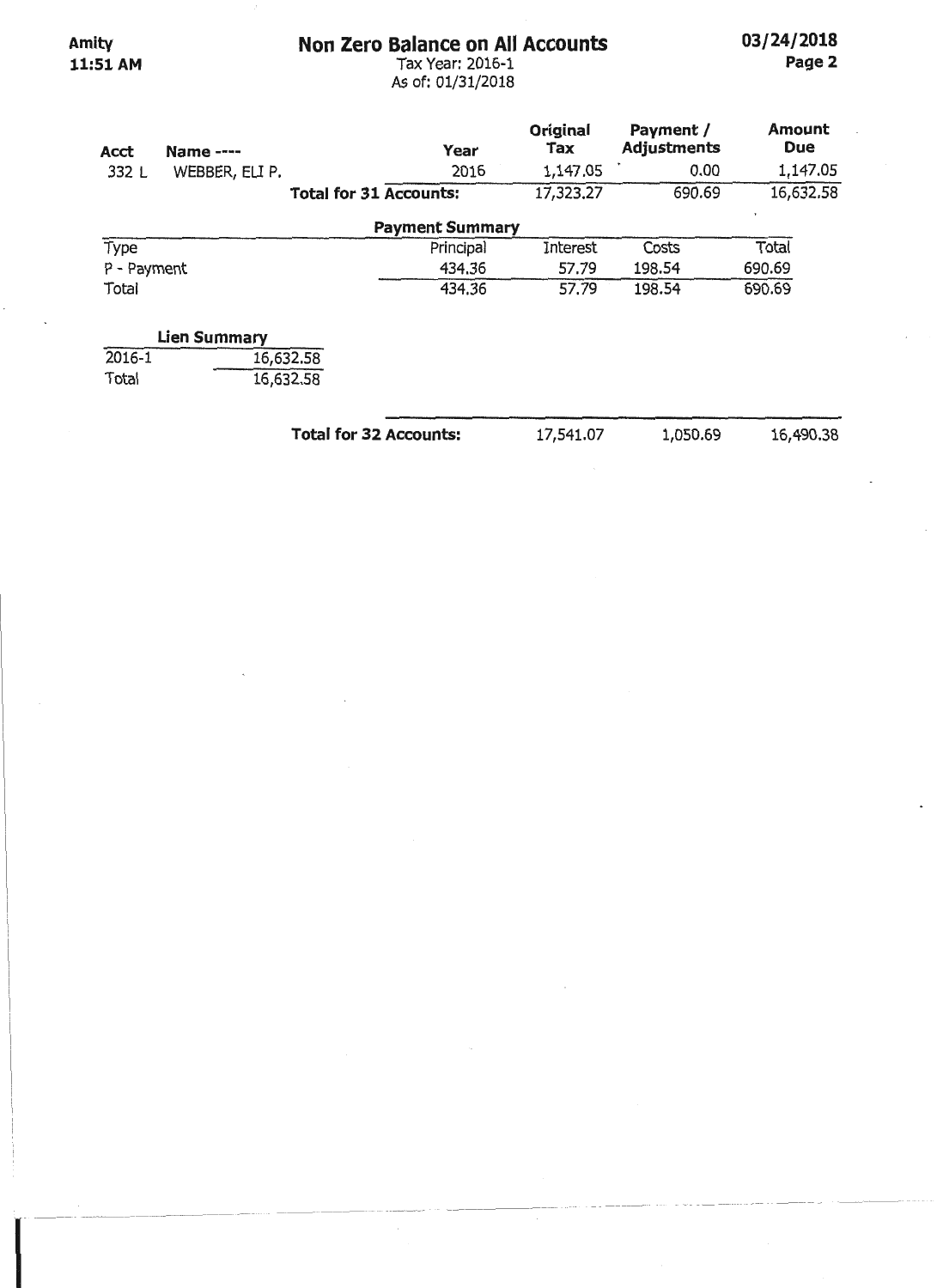Amity
11:51 AM

# Non Zero Balance on All Accounts

Tax Year: 2016-1
As of: 01/31/2018

03/24/2018
Page 2

| Acct | Name ---- | Year | Original Tax | Payment / Adjustments | Amount Due |
|---|---|---|---|---|---|
| 332 L | WEBBER, ELI P. | 2016 | 1,147.05 | 0.00 | 1,147.05 |
| | **Total for 31 Accounts:** | | 17,323.27 | 690.69 | 16,632.58 |

**Payment Summary**

| Type | Principal | Interest | Costs | Total |
|---|---|---|---|---|
| P - Payment | 434.36 | 57.79 | 198.54 | 690.69 |
| Total | 434.36 | 57.79 | 198.54 | 690.69 |

**Lien Summary**

| | |
|---|---|
| 2016-1 | 16,632.58 |
| Total | 16,632.58 |

| | Original Tax | Payment / Adjustments | Amount Due |
|---|---|---|---|
| **Total for 32 Accounts:** | 17,541.07 | 1,050.69 | 16,490.38 |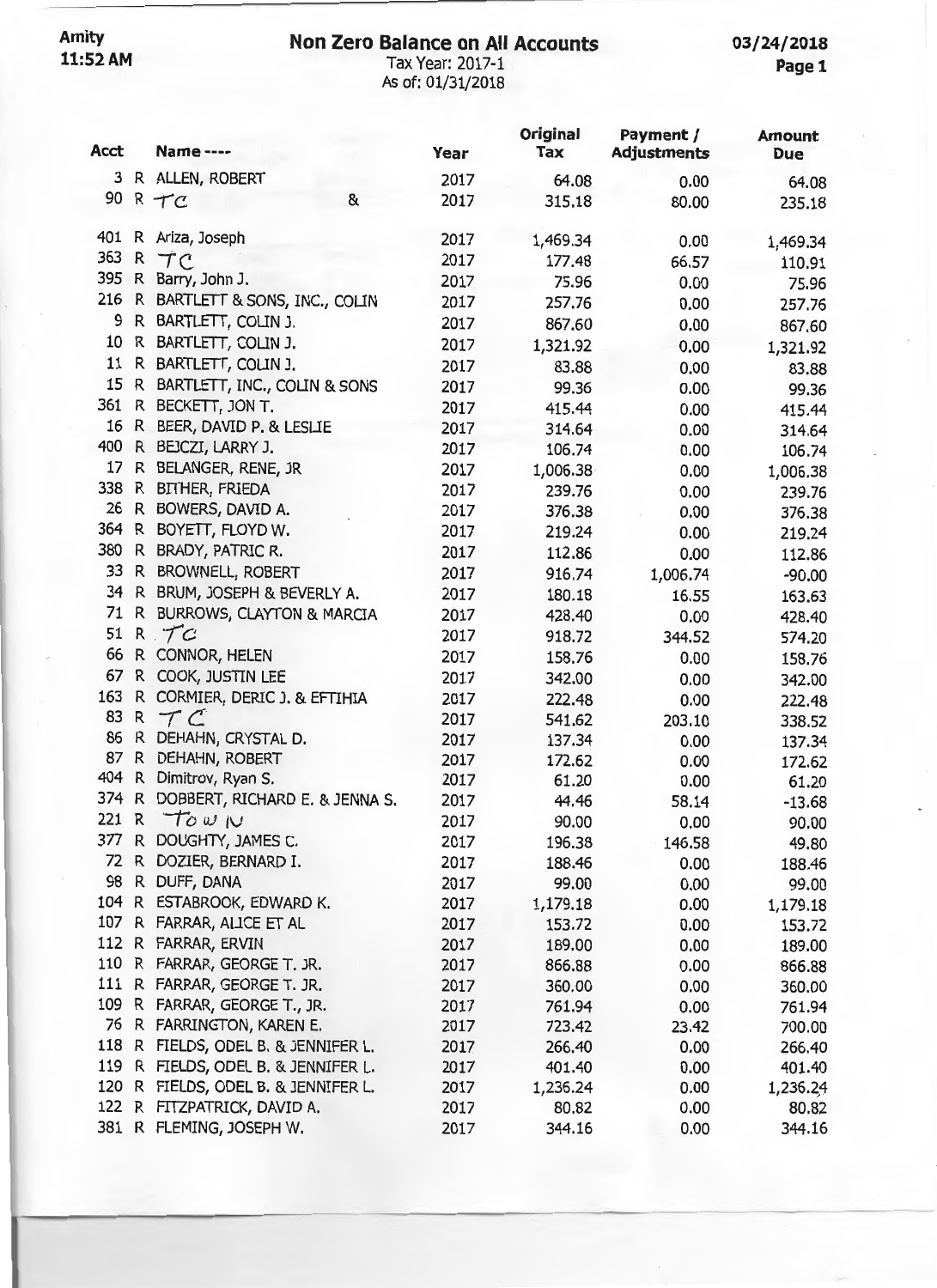Amity
11:52 AM

# Non Zero Balance on All Accounts

Tax Year: 2017-1
As of: 01/31/2018

03/24/2018
Page 1

| Acct | | Name ---- | Year | Original Tax | Payment / Adjustments | Amount Due |
|---|---|---|---|---|---|---|
| 3 | R | ALLEN, ROBERT | 2017 | 64.08 | 0.00 | 64.08 |
| 90 | R | TC & | 2017 | 315.18 | 80.00 | 235.18 |
| 401 | R | Ariza, Joseph | 2017 | 1,469.34 | 0.00 | 1,469.34 |
| 363 | R | TC | 2017 | 177.48 | 66.57 | 110.91 |
| 395 | R | Barry, John J. | 2017 | 75.96 | 0.00 | 75.96 |
| 216 | R | BARTLETT & SONS, INC., COLIN | 2017 | 257.76 | 0.00 | 257.76 |
| 9 | R | BARTLETT, COLIN J. | 2017 | 867.60 | 0.00 | 867.60 |
| 10 | R | BARTLETT, COLIN J. | 2017 | 1,321.92 | 0.00 | 1,321.92 |
| 11 | R | BARTLETT, COLIN J. | 2017 | 83.88 | 0.00 | 83.88 |
| 15 | R | BARTLETT, INC., COLIN & SONS | 2017 | 99.36 | 0.00 | 99.36 |
| 361 | R | BECKETT, JON T. | 2017 | 415.44 | 0.00 | 415.44 |
| 16 | R | BEER, DAVID P. & LESLIE | 2017 | 314.64 | 0.00 | 314.64 |
| 400 | R | BEJCZI, LARRY J. | 2017 | 106.74 | 0.00 | 106.74 |
| 17 | R | BELANGER, RENE, JR | 2017 | 1,006.38 | 0.00 | 1,006.38 |
| 338 | R | BITHER, FRIEDA | 2017 | 239.76 | 0.00 | 239.76 |
| 26 | R | BOWERS, DAVID A. | 2017 | 376.38 | 0.00 | 376.38 |
| 364 | R | BOYETT, FLOYD W. | 2017 | 219.24 | 0.00 | 219.24 |
| 380 | R | BRADY, PATRIC R. | 2017 | 112.86 | 0.00 | 112.86 |
| 33 | R | BROWNELL, ROBERT | 2017 | 916.74 | 1,006.74 | -90.00 |
| 34 | R | BRUM, JOSEPH & BEVERLY A. | 2017 | 180.18 | 16.55 | 163.63 |
| 71 | R | BURROWS, CLAYTON & MARCIA | 2017 | 428.40 | 0.00 | 428.40 |
| 51 | R | TC | 2017 | 918.72 | 344.52 | 574.20 |
| 66 | R | CONNOR, HELEN | 2017 | 158.76 | 0.00 | 158.76 |
| 67 | R | COOK, JUSTIN LEE | 2017 | 342.00 | 0.00 | 342.00 |
| 163 | R | CORMIER, DERIC J. & EFTIHIA | 2017 | 222.48 | 0.00 | 222.48 |
| 83 | R | TC | 2017 | 541.62 | 203.10 | 338.52 |
| 86 | R | DEHAHN, CRYSTAL D. | 2017 | 137.34 | 0.00 | 137.34 |
| 87 | R | DEHAHN, ROBERT | 2017 | 172.62 | 0.00 | 172.62 |
| 404 | R | Dimitrov, Ryan S. | 2017 | 61.20 | 0.00 | 61.20 |
| 374 | R | DOBBERT, RICHARD E. & JENNA S. | 2017 | 44.46 | 58.14 | -13.68 |
| 221 | R | Town | 2017 | 90.00 | 0.00 | 90.00 |
| 377 | R | DOUGHTY, JAMES C. | 2017 | 196.38 | 146.58 | 49.80 |
| 72 | R | DOZIER, BERNARD I. | 2017 | 188.46 | 0.00 | 188.46 |
| 98 | R | DUFF, DANA | 2017 | 99.00 | 0.00 | 99.00 |
| 104 | R | ESTABROOK, EDWARD K. | 2017 | 1,179.18 | 0.00 | 1,179.18 |
| 107 | R | FARRAR, ALICE ET AL | 2017 | 153.72 | 0.00 | 153.72 |
| 112 | R | FARRAR, ERVIN | 2017 | 189.00 | 0.00 | 189.00 |
| 110 | R | FARRAR, GEORGE T. JR. | 2017 | 866.88 | 0.00 | 866.88 |
| 111 | R | FARRAR, GEORGE T. JR. | 2017 | 360.00 | 0.00 | 360.00 |
| 109 | R | FARRAR, GEORGE T., JR. | 2017 | 761.94 | 0.00 | 761.94 |
| 76 | R | FARRINGTON, KAREN E. | 2017 | 723.42 | 23.42 | 700.00 |
| 118 | R | FIELDS, ODEL B. & JENNIFER L. | 2017 | 266.40 | 0.00 | 266.40 |
| 119 | R | FIELDS, ODEL B. & JENNIFER L. | 2017 | 401.40 | 0.00 | 401.40 |
| 120 | R | FIELDS, ODEL B. & JENNIFER L. | 2017 | 1,236.24 | 0.00 | 1,236.24 |
| 122 | R | FITZPATRICK, DAVID A. | 2017 | 80.82 | 0.00 | 80.82 |
| 381 | R | FLEMING, JOSEPH W. | 2017 | 344.16 | 0.00 | 344.16 |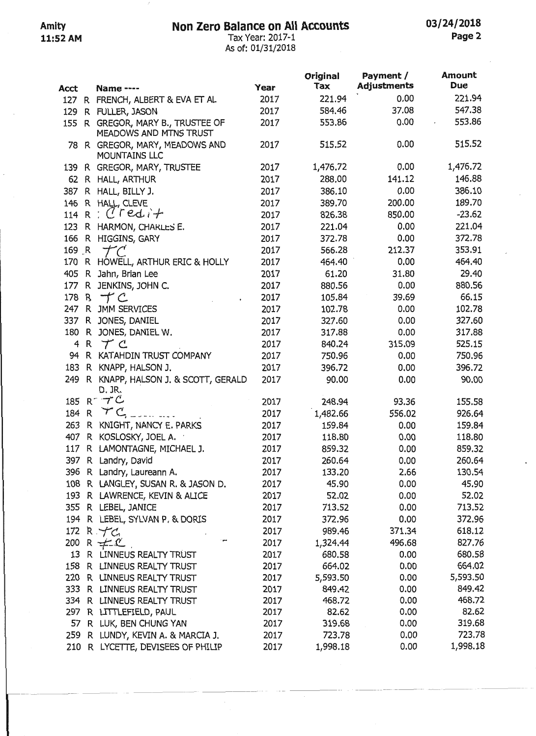Amity
11:52 AM

# Non Zero Balance on All Accounts

Tax Year: 2017-1
As of: 01/31/2018

03/24/2018

| Acct | | Name ---- | Year | Original Tax | Payment / Adjustments | Amount Due |
|---|---|---|---|---|---|---|
| 127 | R | FRENCH, ALBERT & EVA ET AL | 2017 | 221.94 | 0.00 | 221.94 |
| 129 | R | FULLER, JASON | 2017 | 584.46 | 37.08 | 547.38 |
| 155 | R | GREGOR, MARY B., TRUSTEE OF MEADOWS AND MTNS TRUST | 2017 | 553.86 | 0.00 | 553.86 |
| 78 | R | GREGOR, MARY, MEADOWS AND MOUNTAINS LLC | 2017 | 515.52 | 0.00 | 515.52 |
| 139 | R | GREGOR, MARY, TRUSTEE | 2017 | 1,476.72 | 0.00 | 1,476.72 |
| 62 | R | HALL, ARTHUR | 2017 | 288.00 | 141.12 | 146.88 |
| 387 | R | HALL, BILLY J. | 2017 | 386.10 | 0.00 | 386.10 |
| 146 | R | HALL, CLEVE | 2017 | 389.70 | 200.00 | 189.70 |
| 114 | R | Credit | 2017 | 826.38 | 850.00 | -23.62 |
| 123 | R | HARMON, CHARLES E. | 2017 | 221.04 | 0.00 | 221.04 |
| 166 | R | HIGGINS, GARY | 2017 | 372.78 | 0.00 | 372.78 |
| 169 | R | TC | 2017 | 566.28 | 212.37 | 353.91 |
| 170 | R | HOWELL, ARTHUR ERIC & HOLLY | 2017 | 464.40 | 0.00 | 464.40 |
| 405 | R | Jahn, Brian Lee | 2017 | 61.20 | 31.80 | 29.40 |
| 177 | R | JENKINS, JOHN C. | 2017 | 880.56 | 0.00 | 880.56 |
| 178 | R | TC | 2017 | 105.84 | 39.69 | 66.15 |
| 247 | R | JMM SERVICES | 2017 | 102.78 | 0.00 | 102.78 |
| 337 | R | JONES, DANIEL | 2017 | 327.60 | 0.00 | 327.60 |
| 180 | R | JONES, DANIEL W. | 2017 | 317.88 | 0.00 | 317.88 |
| 4 | R | TC | 2017 | 840.24 | 315.09 | 525.15 |
| 94 | R | KATAHDIN TRUST COMPANY | 2017 | 750.96 | 0.00 | 750.96 |
| 183 | R | KNAPP, HALSON J. | 2017 | 396.72 | 0.00 | 396.72 |
| 249 | R | KNAPP, HALSON J. & SCOTT, GERALD D. JR. | 2017 | 90.00 | 0.00 | 90.00 |
| 185 | R | TC | 2017 | 248.94 | 93.36 | 155.58 |
| 184 | R | TC | 2017 | 1,482.66 | 556.02 | 926.64 |
| 263 | R | KNIGHT, NANCY E. PARKS | 2017 | 159.84 | 0.00 | 159.84 |
| 407 | R | KOSLOSKY, JOEL A. | 2017 | 118.80 | 0.00 | 118.80 |
| 117 | R | LAMONTAGNE, MICHAEL J. | 2017 | 859.32 | 0.00 | 859.32 |
| 397 | R | Landry, David | 2017 | 260.64 | 0.00 | 260.64 |
| 396 | R | Landry, Laureann A. | 2017 | 133.20 | 2.66 | 130.54 |
| 108 | R | LANGLEY, SUSAN R. & JASON D. | 2017 | 45.90 | 0.00 | 45.90 |
| 193 | R | LAWRENCE, KEVIN & ALICE | 2017 | 52.02 | 0.00 | 52.02 |
| 355 | R | LEBEL, JANICE | 2017 | 713.52 | 0.00 | 713.52 |
| 194 | R | LEBEL, SYLVAN P. & DORIS | 2017 | 372.96 | 0.00 | 372.96 |
| 172 | R | TC | 2017 | 989.46 | 371.34 | 618.12 |
| 200 | R | TC | 2017 | 1,324.44 | 496.68 | 827.76 |
| 13 | R | LINNEUS REALTY TRUST | 2017 | 680.58 | 0.00 | 680.58 |
| 158 | R | LINNEUS REALTY TRUST | 2017 | 664.02 | 0.00 | 664.02 |
| 220 | R | LINNEUS REALTY TRUST | 2017 | 5,593.50 | 0.00 | 5,593.50 |
| 333 | R | LINNEUS REALTY TRUST | 2017 | 849.42 | 0.00 | 849.42 |
| 334 | R | LINNEUS REALTY TRUST | 2017 | 468.72 | 0.00 | 468.72 |
| 297 | R | LITTLEFIELD, PAUL | 2017 | 82.62 | 0.00 | 82.62 |
| 57 | R | LUK, BEN CHUNG YAN | 2017 | 319.68 | 0.00 | 319.68 |
| 259 | R | LUNDY, KEVIN A. & MARCIA J. | 2017 | 723.78 | 0.00 | 723.78 |
| 210 | R | LYCETTE, DEVISEES OF PHILIP | 2017 | 1,998.18 | 0.00 | 1,998.18 |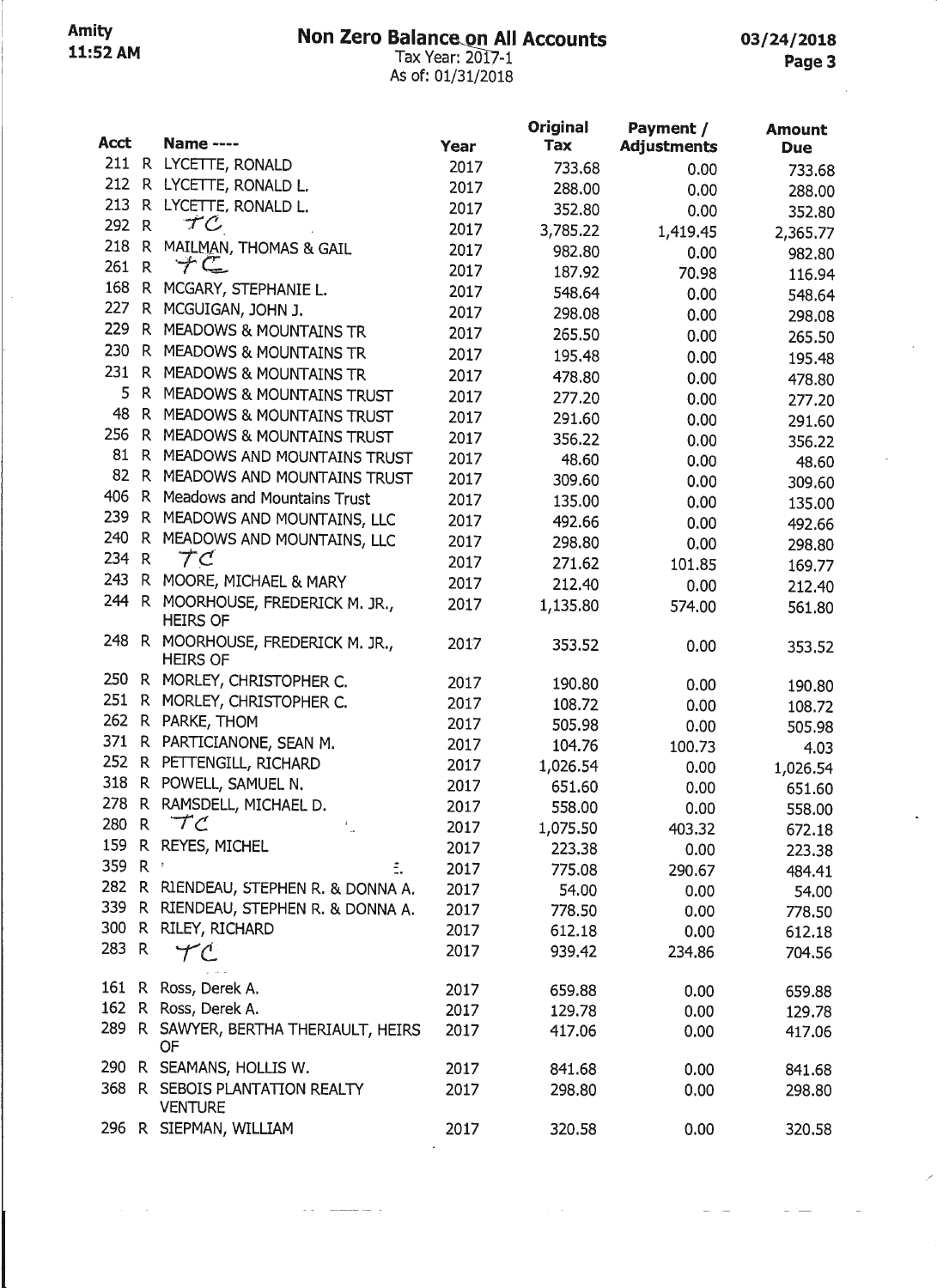# Non Zero Balance on All Accounts

Amity
11:52 AM

Tax Year: 2017-1
As of: 01/31/2018

03/24/2018

| Acct | | Name ---- | Year | Original Tax | Payment / Adjustments | Amount Due |
|---|---|---|---|---|---|---|
| 211 | R | LYCETTE, RONALD | 2017 | 733.68 | 0.00 | 733.68 |
| 212 | R | LYCETTE, RONALD L. | 2017 | 288.00 | 0.00 | 288.00 |
| 213 | R | LYCETTE, RONALD L. | 2017 | 352.80 | 0.00 | 352.80 |
| 292 | R | TC | 2017 | 3,785.22 | 1,419.45 | 2,365.77 |
| 218 | R | MAILMAN, THOMAS & GAIL | 2017 | 982.80 | 0.00 | 982.80 |
| 261 | R | TC | 2017 | 187.92 | 70.98 | 116.94 |
| 168 | R | MCGARY, STEPHANIE L. | 2017 | 548.64 | 0.00 | 548.64 |
| 227 | R | MCGUIGAN, JOHN J. | 2017 | 298.08 | 0.00 | 298.08 |
| 229 | R | MEADOWS & MOUNTAINS TR | 2017 | 265.50 | 0.00 | 265.50 |
| 230 | R | MEADOWS & MOUNTAINS TR | 2017 | 195.48 | 0.00 | 195.48 |
| 231 | R | MEADOWS & MOUNTAINS TR | 2017 | 478.80 | 0.00 | 478.80 |
| 5 | R | MEADOWS & MOUNTAINS TRUST | 2017 | 277.20 | 0.00 | 277.20 |
| 48 | R | MEADOWS & MOUNTAINS TRUST | 2017 | 291.60 | 0.00 | 291.60 |
| 256 | R | MEADOWS & MOUNTAINS TRUST | 2017 | 356.22 | 0.00 | 356.22 |
| 81 | R | MEADOWS AND MOUNTAINS TRUST | 2017 | 48.60 | 0.00 | 48.60 |
| 82 | R | MEADOWS AND MOUNTAINS TRUST | 2017 | 309.60 | 0.00 | 309.60 |
| 406 | R | Meadows and Mountains Trust | 2017 | 135.00 | 0.00 | 135.00 |
| 239 | R | MEADOWS AND MOUNTAINS, LLC | 2017 | 492.66 | 0.00 | 492.66 |
| 240 | R | MEADOWS AND MOUNTAINS, LLC | 2017 | 298.80 | 0.00 | 298.80 |
| 234 | R | TC | 2017 | 271.62 | 101.85 | 169.77 |
| 243 | R | MOORE, MICHAEL & MARY | 2017 | 212.40 | 0.00 | 212.40 |
| 244 | R | MOORHOUSE, FREDERICK M. JR., HEIRS OF | 2017 | 1,135.80 | 574.00 | 561.80 |
| 248 | R | MOORHOUSE, FREDERICK M. JR., HEIRS OF | 2017 | 353.52 | 0.00 | 353.52 |
| 250 | R | MORLEY, CHRISTOPHER C. | 2017 | 190.80 | 0.00 | 190.80 |
| 251 | R | MORLEY, CHRISTOPHER C. | 2017 | 108.72 | 0.00 | 108.72 |
| 262 | R | PARKE, THOM | 2017 | 505.98 | 0.00 | 505.98 |
| 371 | R | PARTICIANONE, SEAN M. | 2017 | 104.76 | 100.73 | 4.03 |
| 252 | R | PETTENGILL, RICHARD | 2017 | 1,026.54 | 0.00 | 1,026.54 |
| 318 | R | POWELL, SAMUEL N. | 2017 | 651.60 | 0.00 | 651.60 |
| 278 | R | RAMSDELL, MICHAEL D. | 2017 | 558.00 | 0.00 | 558.00 |
| 280 | R | TC | 2017 | 1,075.50 | 403.32 | 672.18 |
| 159 | R | REYES, MICHEL | 2017 | 223.38 | 0.00 | 223.38 |
| 359 | R | | 2017 | 775.08 | 290.67 | 484.41 |
| 282 | R | RIENDEAU, STEPHEN R. & DONNA A. | 2017 | 54.00 | 0.00 | 54.00 |
| 339 | R | RIENDEAU, STEPHEN R. & DONNA A. | 2017 | 778.50 | 0.00 | 778.50 |
| 300 | R | RILEY, RICHARD | 2017 | 612.18 | 0.00 | 612.18 |
| 283 | R | TC | 2017 | 939.42 | 234.86 | 704.56 |
| 161 | R | Ross, Derek A. | 2017 | 659.88 | 0.00 | 659.88 |
| 162 | R | Ross, Derek A. | 2017 | 129.78 | 0.00 | 129.78 |
| 289 | R | SAWYER, BERTHA THERIAULT, HEIRS OF | 2017 | 417.06 | 0.00 | 417.06 |
| 290 | R | SEAMANS, HOLLIS W. | 2017 | 841.68 | 0.00 | 841.68 |
| 368 | R | SEBOIS PLANTATION REALTY VENTURE | 2017 | 298.80 | 0.00 | 298.80 |
| 296 | R | SIEPMAN, WILLIAM | 2017 | 320.58 | 0.00 | 320.58 |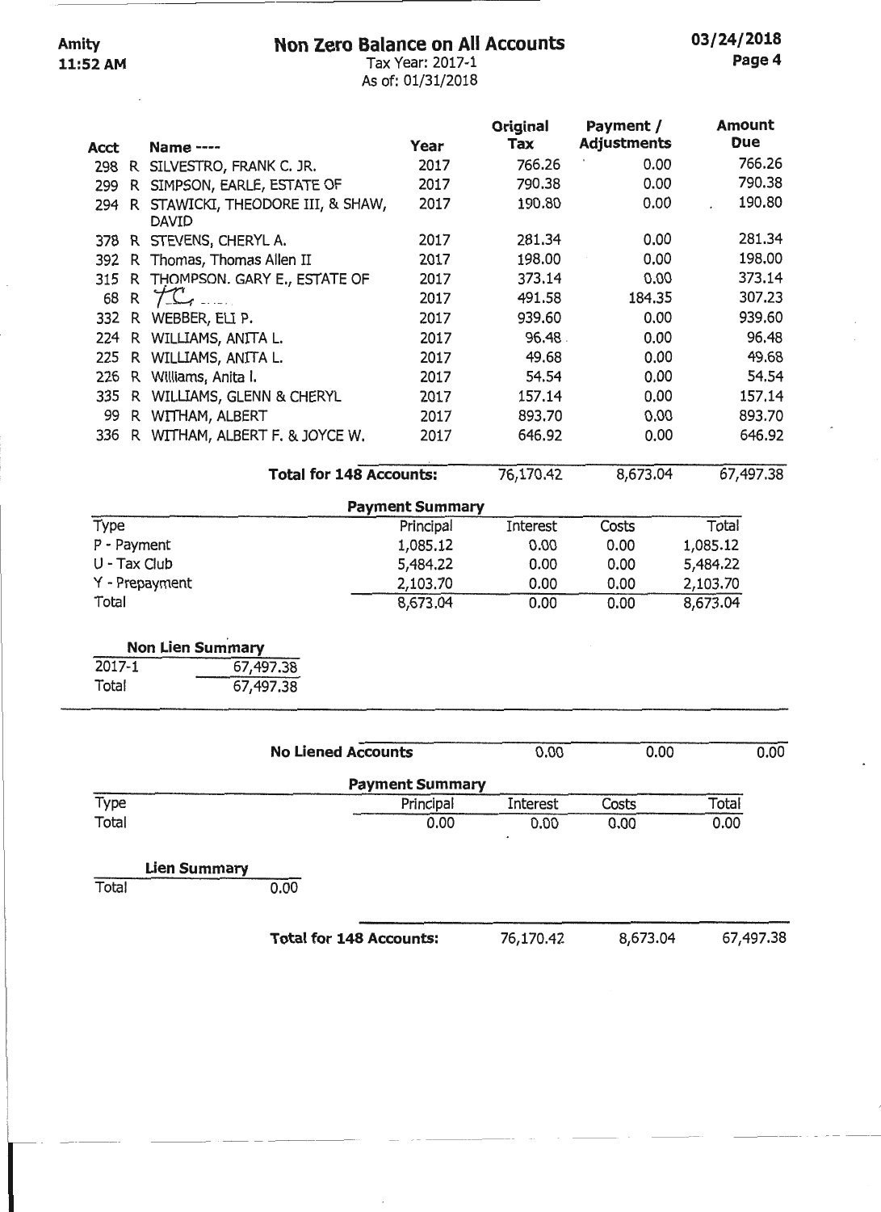Amity
11:52 AM

# Non Zero Balance on All Accounts

Tax Year: 2017-1
As of: 01/31/2018

03/24/2018

| Acct | | Name ---- | Year | Original Tax | Payment / Adjustments | Amount Due |
|---|---|---|---|---|---|---|
| 298 | R | SILVESTRO, FRANK C. JR. | 2017 | 766.26 | 0.00 | 766.26 |
| 299 | R | SIMPSON, EARLE, ESTATE OF | 2017 | 790.38 | 0.00 | 790.38 |
| 294 | R | STAWICKI, THEODORE III, & SHAW, DAVID | 2017 | 190.80 | 0.00 | 190.80 |
| 378 | R | STEVENS, CHERYL A. | 2017 | 281.34 | 0.00 | 281.34 |
| 392 | R | Thomas, Thomas Allen II | 2017 | 198.00 | 0.00 | 198.00 |
| 315 | R | THOMPSON. GARY E., ESTATE OF | 2017 | 373.14 | 0.00 | 373.14 |
| 68 | R | TC | 2017 | 491.58 | 184.35 | 307.23 |
| 332 | R | WEBBER, ELI P. | 2017 | 939.60 | 0.00 | 939.60 |
| 224 | R | WILLIAMS, ANITA L. | 2017 | 96.48 | 0.00 | 96.48 |
| 225 | R | WILLIAMS, ANITA L. | 2017 | 49.68 | 0.00 | 49.68 |
| 226 | R | Williams, Anita l. | 2017 | 54.54 | 0.00 | 54.54 |
| 335 | R | WILLIAMS, GLENN & CHERYL | 2017 | 157.14 | 0.00 | 157.14 |
| 99 | R | WITHAM, ALBERT | 2017 | 893.70 | 0.00 | 893.70 |
| 336 | R | WITHAM, ALBERT F. & JOYCE W. | 2017 | 646.92 | 0.00 | 646.92 |
| | | **Total for 148 Accounts:** | | 76,170.42 | 8,673.04 | 67,497.38 |

**Payment Summary**

| Type | Principal | Interest | Costs | Total |
|---|---|---|---|---|
| P - Payment | 1,085.12 | 0.00 | 0.00 | 1,085.12 |
| U - Tax Club | 5,484.22 | 0.00 | 0.00 | 5,484.22 |
| Y - Prepayment | 2,103.70 | 0.00 | 0.00 | 2,103.70 |
| Total | 8,673.04 | 0.00 | 0.00 | 8,673.04 |

**Non Lien Summary**

| | |
|---|---|
| 2017-1 | 67,497.38 |
| Total | 67,497.38 |

| | | | |
|---|---|---|---|
| **No Liened Accounts** | 0.00 | 0.00 | 0.00 |

**Payment Summary**

| Type | Principal | Interest | Costs | Total |
|---|---|---|---|---|
| Total | 0.00 | 0.00 | 0.00 | 0.00 |

**Lien Summary**

| | |
|---|---|
| Total | 0.00 |

| | | | |
|---|---|---|---|
| **Total for 148 Accounts:** | 76,170.42 | 8,673.04 | 67,497.38 |